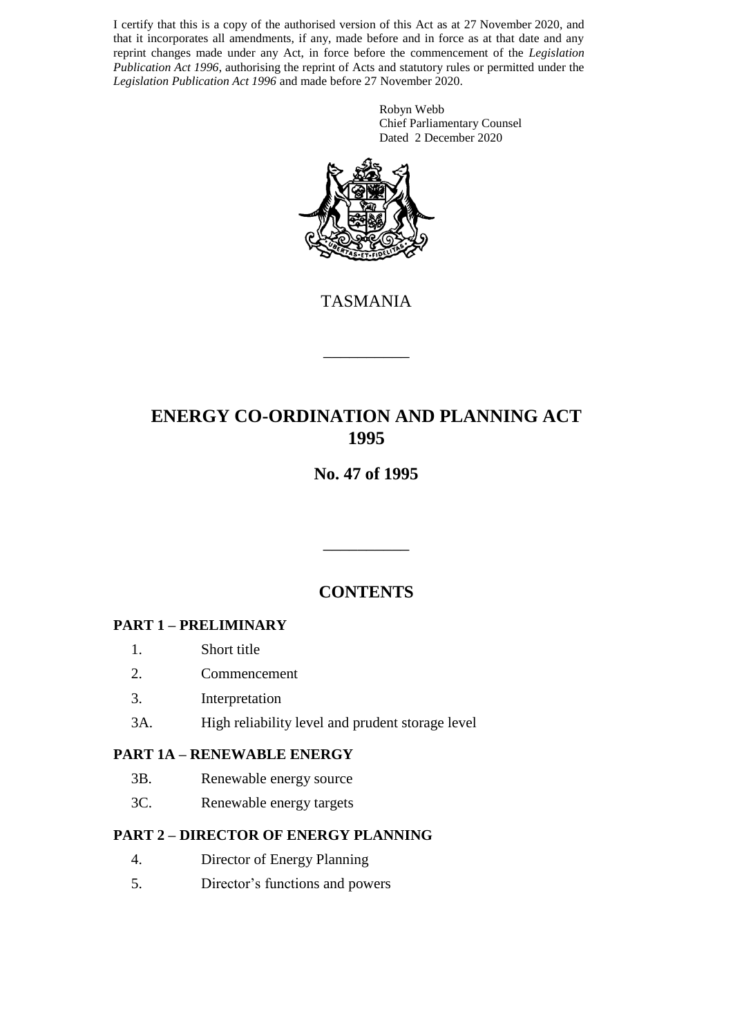I certify that this is a copy of the authorised version of this Act as at 27 November 2020, and that it incorporates all amendments, if any, made before and in force as at that date and any reprint changes made under any Act, in force before the commencement of the *Legislation Publication Act 1996*, authorising the reprint of Acts and statutory rules or permitted under the *Legislation Publication Act 1996* and made before 27 November 2020.

Robyn Webb
Chief Parliamentary Counsel
Dated 2 December 2020

TASMANIA

# ENERGY CO-ORDINATION AND PLANNING ACT 1995

## No. 47 of 1995

## CONTENTS

### PART 1 – PRELIMINARY

1. Short title
2. Commencement
3. Interpretation

3A. High reliability level and prudent storage level

### PART 1A – RENEWABLE ENERGY

3B. Renewable energy source

3C. Renewable energy targets

### PART 2 – DIRECTOR OF ENERGY PLANNING

4. Director of Energy Planning
5. Director's functions and powers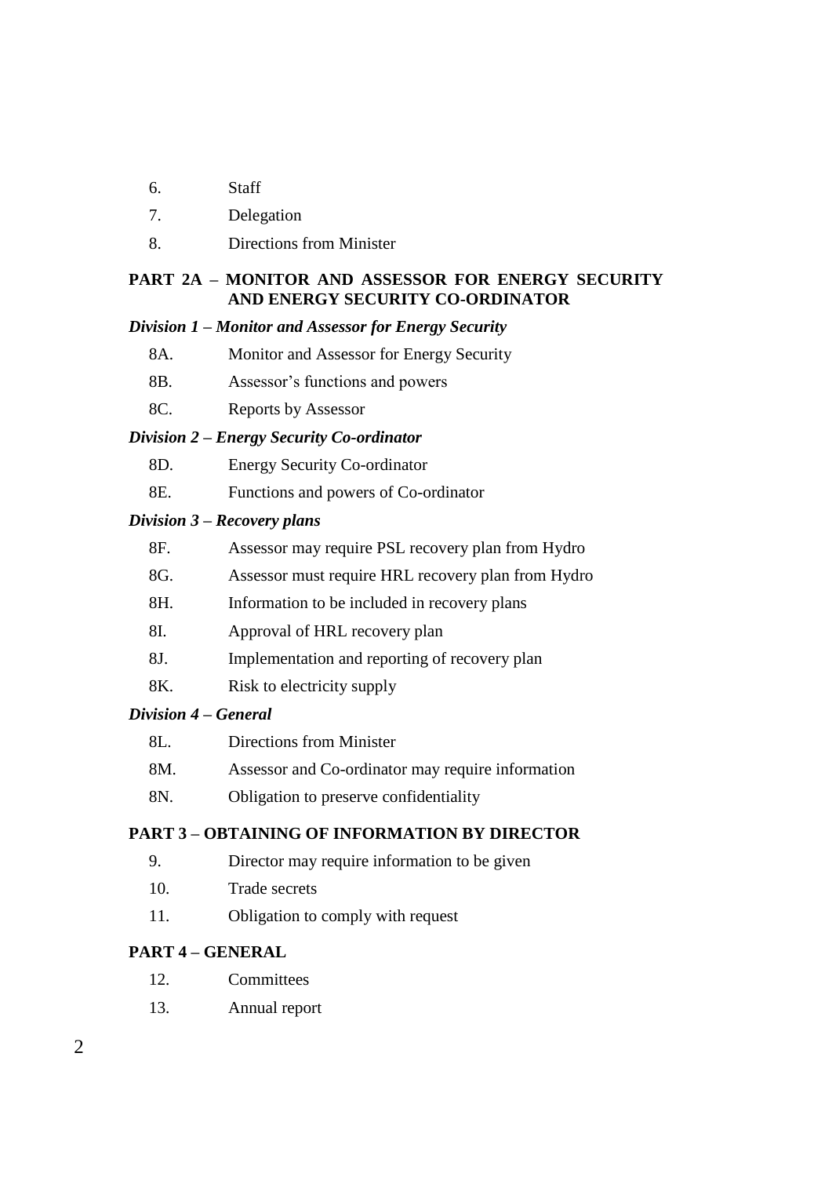6. Staff

7. Delegation

8. Directions from Minister

**PART 2A – MONITOR AND ASSESSOR FOR ENERGY SECURITY AND ENERGY SECURITY CO-ORDINATOR**

***Division 1 – Monitor and Assessor for Energy Security***

8A. Monitor and Assessor for Energy Security

8B. Assessor's functions and powers

8C. Reports by Assessor

***Division 2 – Energy Security Co-ordinator***

8D. Energy Security Co-ordinator

8E. Functions and powers of Co-ordinator

***Division 3 – Recovery plans***

8F. Assessor may require PSL recovery plan from Hydro

8G. Assessor must require HRL recovery plan from Hydro

8H. Information to be included in recovery plans

8I. Approval of HRL recovery plan

8J. Implementation and reporting of recovery plan

8K. Risk to electricity supply

***Division 4 – General***

8L. Directions from Minister

8M. Assessor and Co-ordinator may require information

8N. Obligation to preserve confidentiality

**PART 3 – OBTAINING OF INFORMATION BY DIRECTOR**

9. Director may require information to be given

10. Trade secrets

11. Obligation to comply with request

**PART 4 – GENERAL**

12. Committees

13. Annual report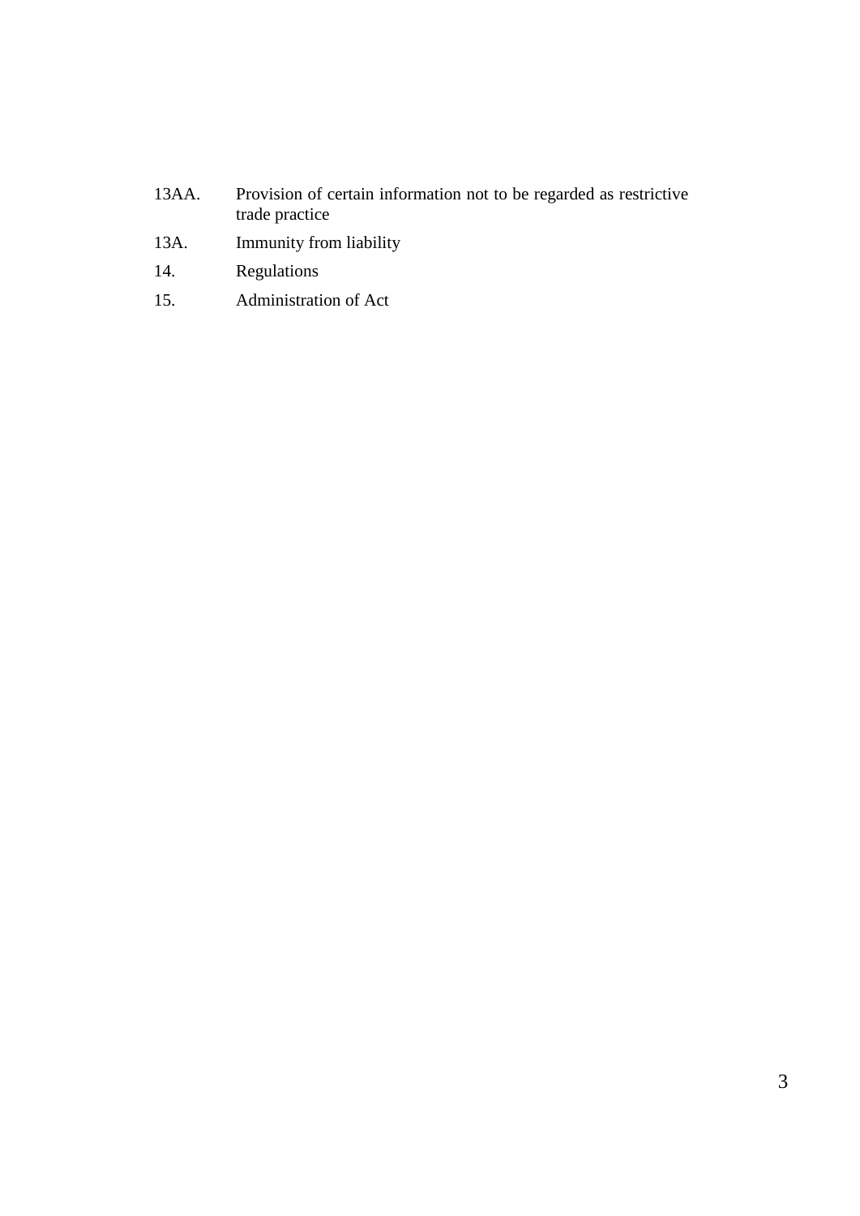13AA. Provision of certain information not to be regarded as restrictive trade practice

13A. Immunity from liability

14. Regulations

15. Administration of Act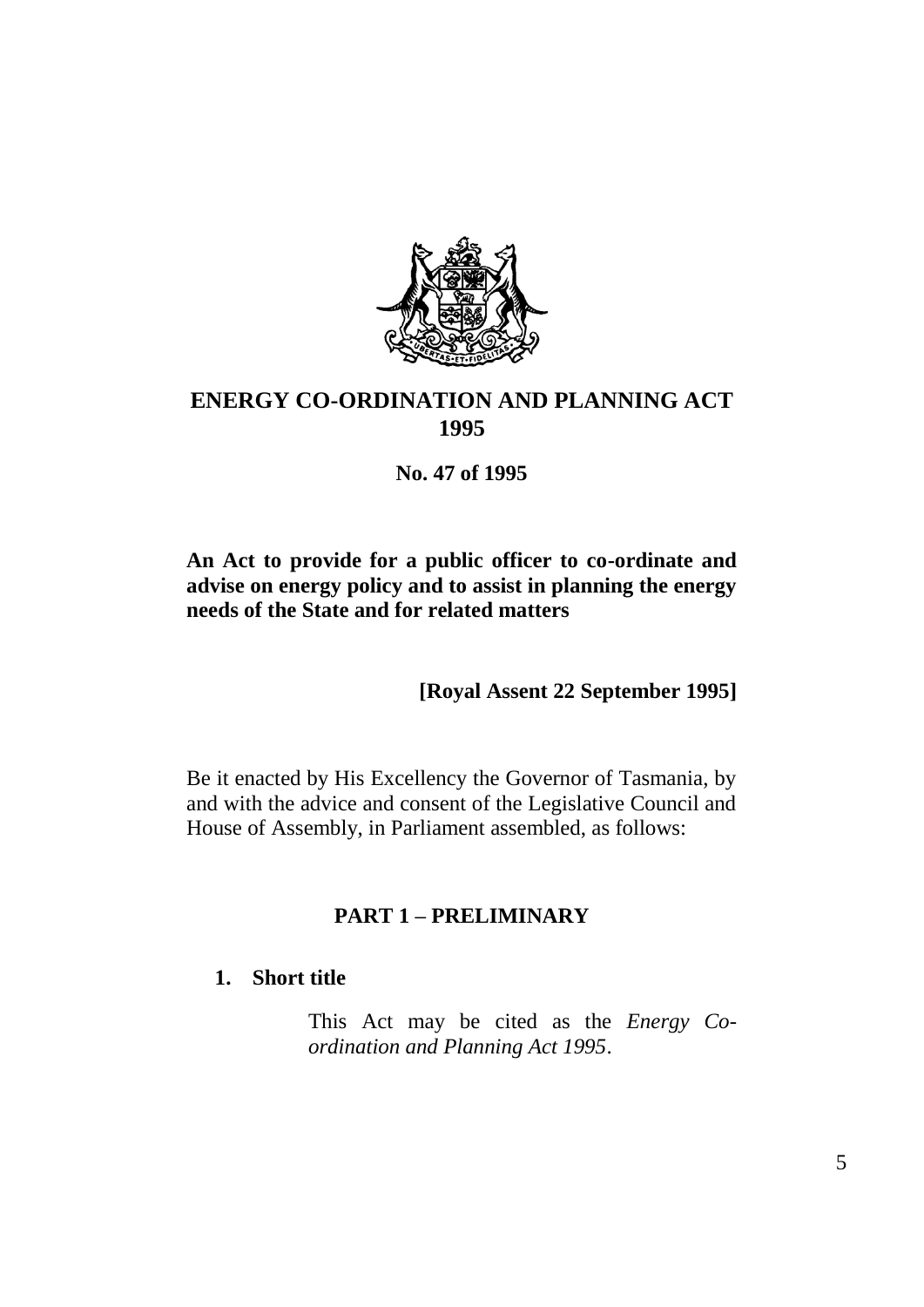# ENERGY CO-ORDINATION AND PLANNING ACT 1995

**No. 47 of 1995**

**An Act to provide for a public officer to co-ordinate and advise on energy policy and to assist in planning the energy needs of the State and for related matters**

**[Royal Assent 22 September 1995]**

Be it enacted by His Excellency the Governor of Tasmania, by and with the advice and consent of the Legislative Council and House of Assembly, in Parliament assembled, as follows:

## PART 1 – PRELIMINARY

### 1. Short title

This Act may be cited as the *Energy Co-ordination and Planning Act 1995*.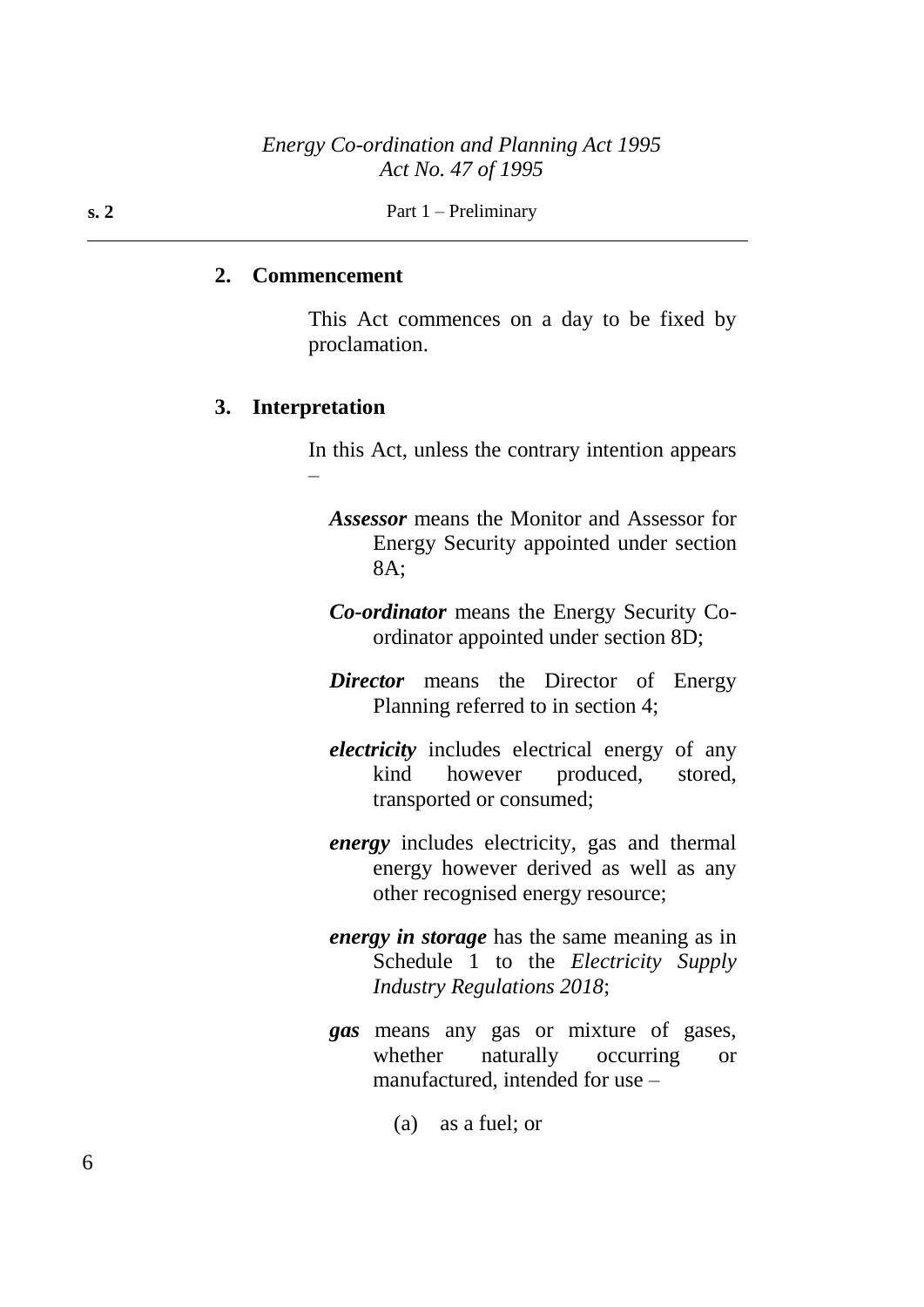## 2. Commencement

This Act commences on a day to be fixed by proclamation.

## 3. Interpretation

In this Act, unless the contrary intention appears –

***Assessor*** means the Monitor and Assessor for Energy Security appointed under section 8A;

***Co-ordinator*** means the Energy Security Co-ordinator appointed under section 8D;

***Director*** means the Director of Energy Planning referred to in section 4;

***electricity*** includes electrical energy of any kind however produced, stored, transported or consumed;

***energy*** includes electricity, gas and thermal energy however derived as well as any other recognised energy resource;

***energy in storage*** has the same meaning as in Schedule 1 to the *Electricity Supply Industry Regulations 2018*;

***gas*** means any gas or mixture of gases, whether naturally occurring or manufactured, intended for use –

(a) as a fuel; or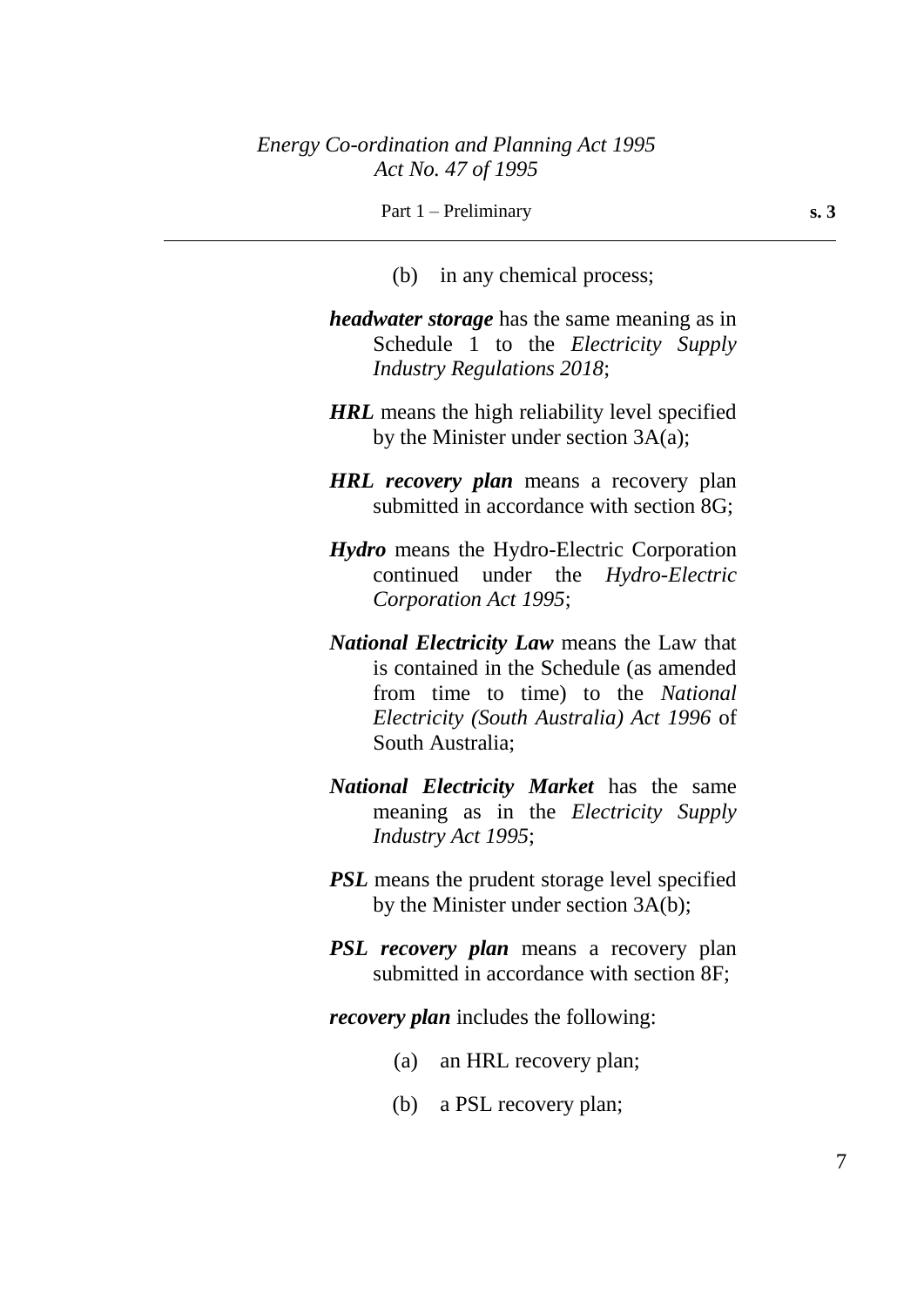(b) in any chemical process;

***headwater storage*** has the same meaning as in Schedule 1 to the *Electricity Supply Industry Regulations 2018*;

***HRL*** means the high reliability level specified by the Minister under section 3A(a);

***HRL recovery plan*** means a recovery plan submitted in accordance with section 8G;

***Hydro*** means the Hydro-Electric Corporation continued under the *Hydro-Electric Corporation Act 1995*;

***National Electricity Law*** means the Law that is contained in the Schedule (as amended from time to time) to the *National Electricity (South Australia) Act 1996* of South Australia;

***National Electricity Market*** has the same meaning as in the *Electricity Supply Industry Act 1995*;

***PSL*** means the prudent storage level specified by the Minister under section 3A(b);

***PSL recovery plan*** means a recovery plan submitted in accordance with section 8F;

***recovery plan*** includes the following:

(a) an HRL recovery plan;

(b) a PSL recovery plan;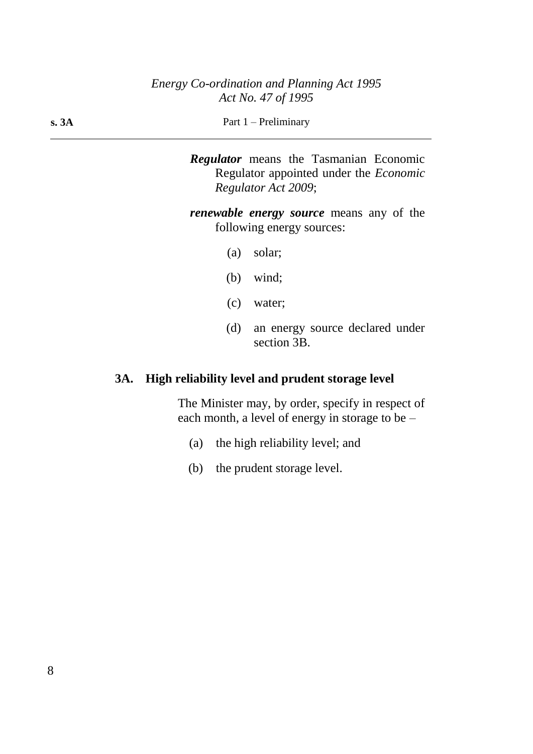***Regulator*** means the Tasmanian Economic Regulator appointed under the *Economic Regulator Act 2009*;

***renewable energy source*** means any of the following energy sources:

(a) solar;

(b) wind;

(c) water;

(d) an energy source declared under section 3B.

### 3A. High reliability level and prudent storage level

The Minister may, by order, specify in respect of each month, a level of energy in storage to be –

(a) the high reliability level; and

(b) the prudent storage level.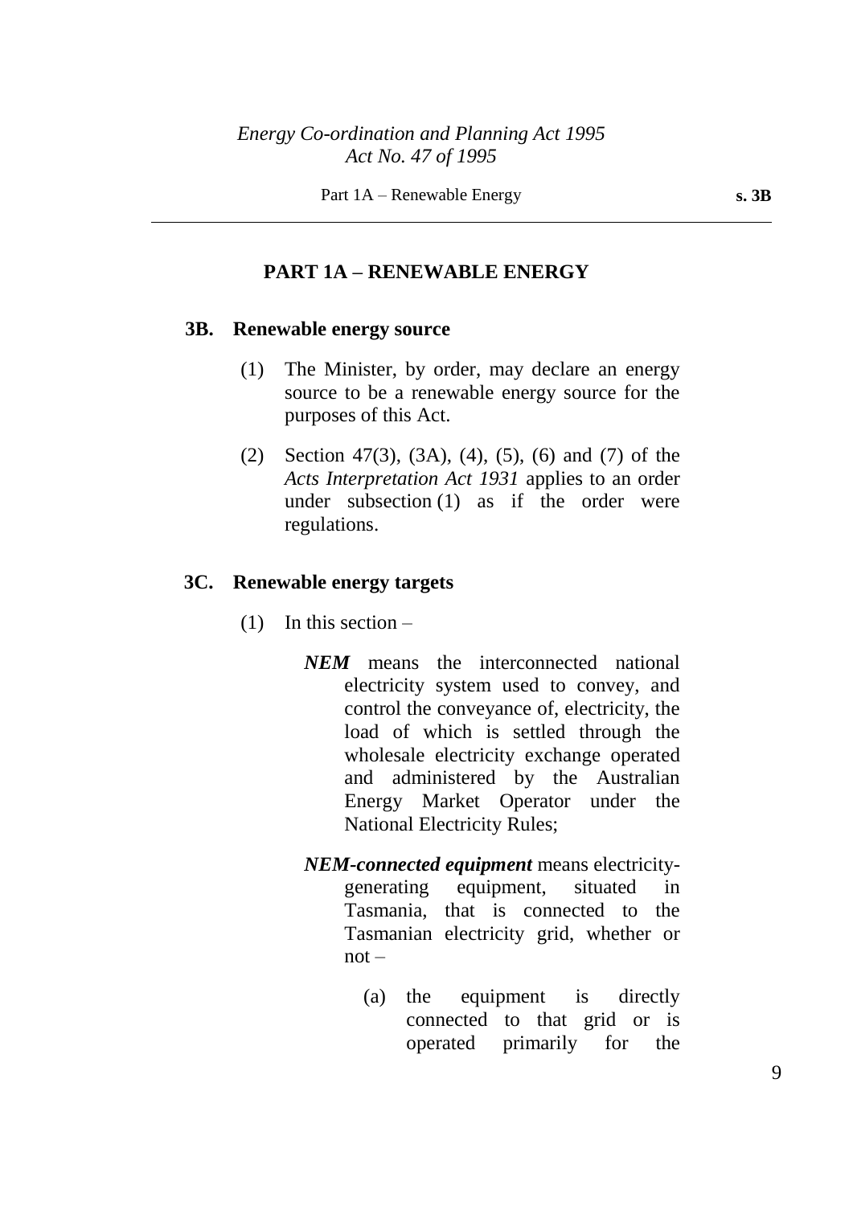## PART 1A – RENEWABLE ENERGY

### 3B. Renewable energy source

(1) The Minister, by order, may declare an energy source to be a renewable energy source for the purposes of this Act.

(2) Section 47(3), (3A), (4), (5), (6) and (7) of the *Acts Interpretation Act 1931* applies to an order under subsection (1) as if the order were regulations.

### 3C. Renewable energy targets

(1) In this section –

***NEM*** means the interconnected national electricity system used to convey, and control the conveyance of, electricity, the load of which is settled through the wholesale electricity exchange operated and administered by the Australian Energy Market Operator under the National Electricity Rules;

***NEM-connected equipment*** means electricity-generating equipment, situated in Tasmania, that is connected to the Tasmanian electricity grid, whether or not –

(a) the equipment is directly connected to that grid or is operated primarily for the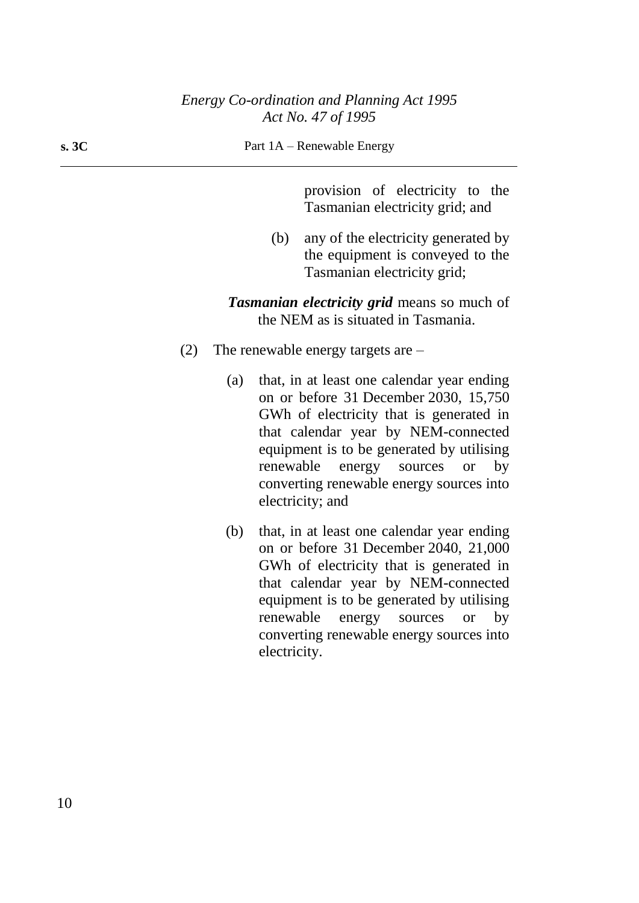provision of electricity to the Tasmanian electricity grid; and

(b) any of the electricity generated by the equipment is conveyed to the Tasmanian electricity grid;

***Tasmanian electricity grid*** means so much of the NEM as is situated in Tasmania.

(2) The renewable energy targets are –

(a) that, in at least one calendar year ending on or before 31 December 2030, 15,750 GWh of electricity that is generated in that calendar year by NEM-connected equipment is to be generated by utilising renewable energy sources or by converting renewable energy sources into electricity; and

(b) that, in at least one calendar year ending on or before 31 December 2040, 21,000 GWh of electricity that is generated in that calendar year by NEM-connected equipment is to be generated by utilising renewable energy sources or by converting renewable energy sources into electricity.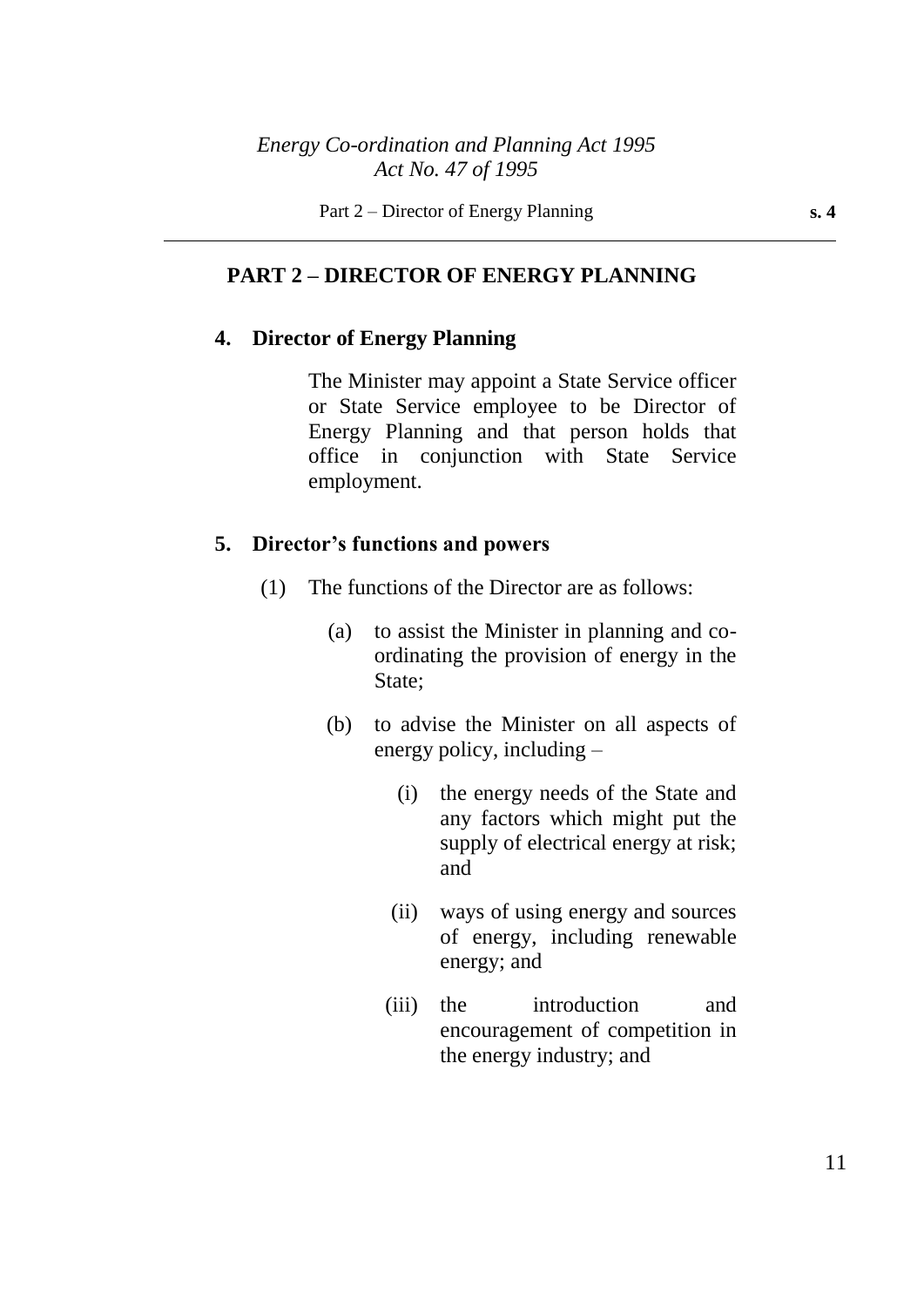## PART 2 – DIRECTOR OF ENERGY PLANNING

### 4. Director of Energy Planning

The Minister may appoint a State Service officer or State Service employee to be Director of Energy Planning and that person holds that office in conjunction with State Service employment.

### 5. Director's functions and powers

(1) The functions of the Director are as follows:

(a) to assist the Minister in planning and co-ordinating the provision of energy in the State;

(b) to advise the Minister on all aspects of energy policy, including –

(i) the energy needs of the State and any factors which might put the supply of electrical energy at risk; and

(ii) ways of using energy and sources of energy, including renewable energy; and

(iii) the introduction and encouragement of competition in the energy industry; and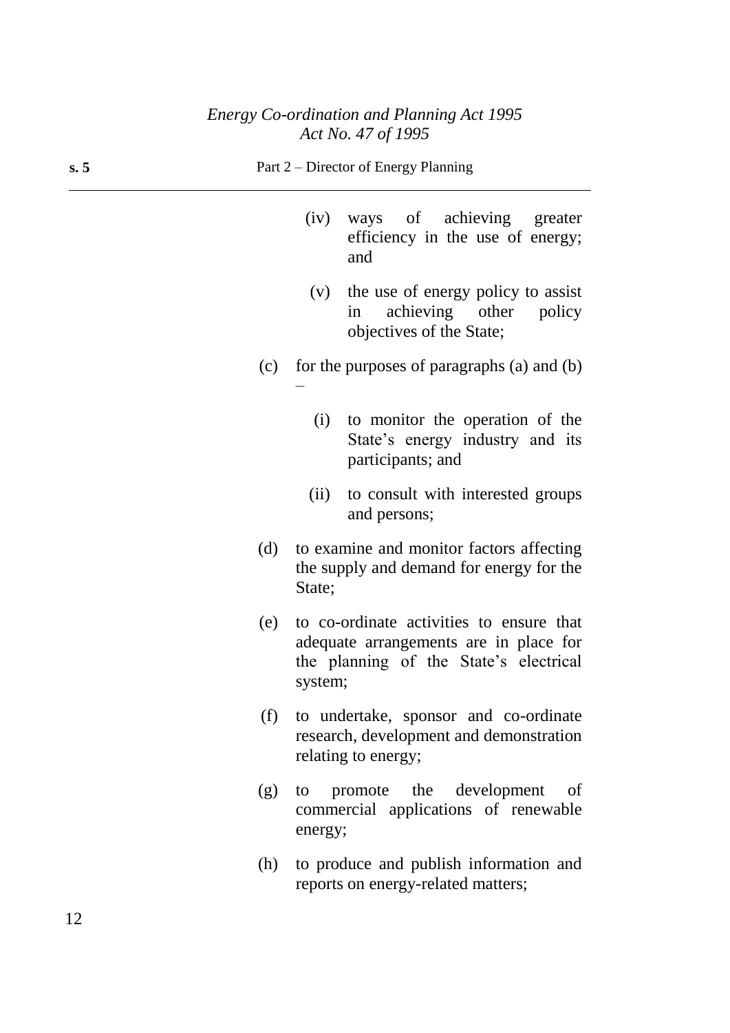(iv) ways of achieving greater efficiency in the use of energy; and

(v) the use of energy policy to assist in achieving other policy objectives of the State;

(c) for the purposes of paragraphs (a) and (b) –

(i) to monitor the operation of the State's energy industry and its participants; and

(ii) to consult with interested groups and persons;

(d) to examine and monitor factors affecting the supply and demand for energy for the State;

(e) to co-ordinate activities to ensure that adequate arrangements are in place for the planning of the State's electrical system;

(f) to undertake, sponsor and co-ordinate research, development and demonstration relating to energy;

(g) to promote the development of commercial applications of renewable energy;

(h) to produce and publish information and reports on energy-related matters;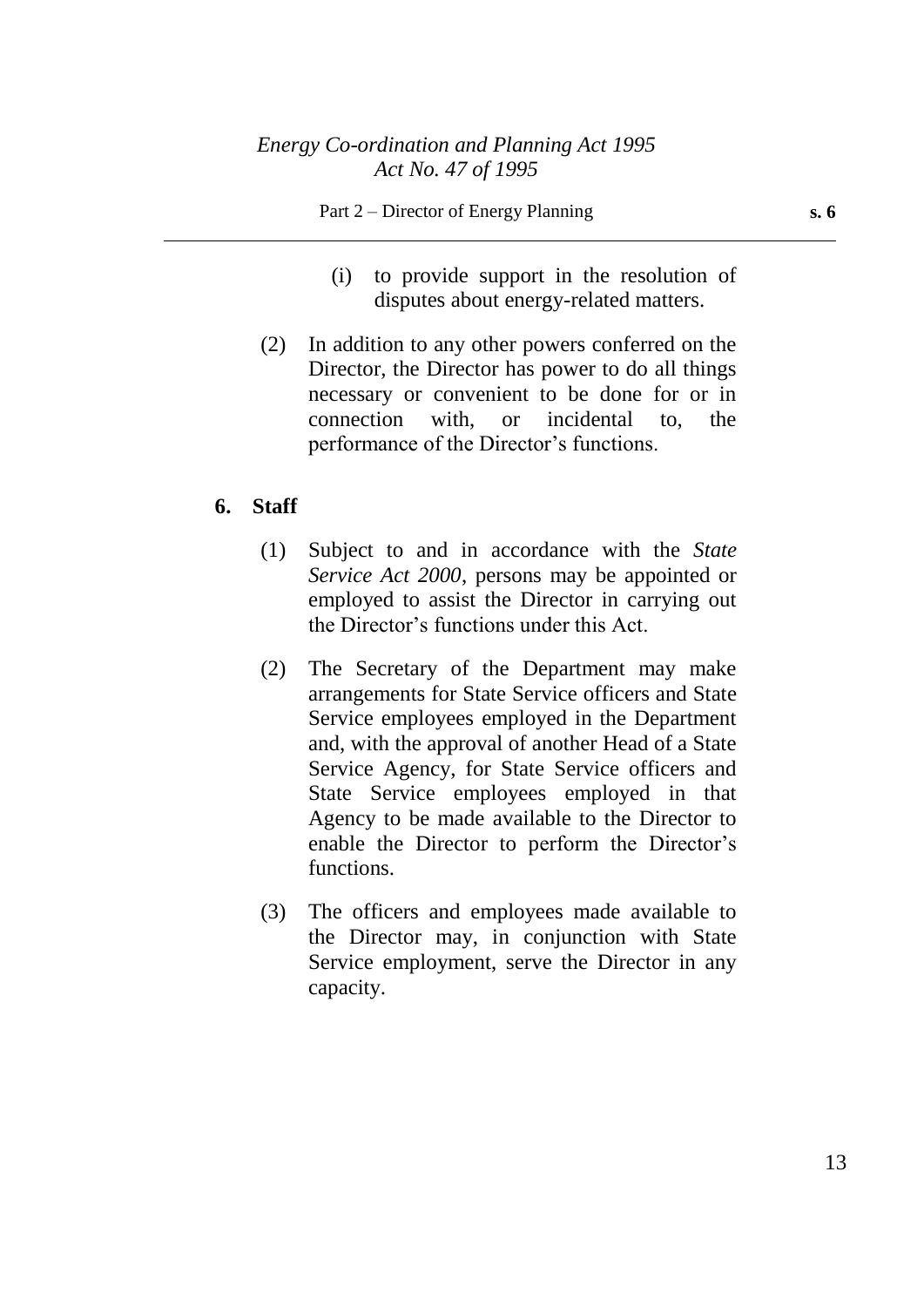(i) to provide support in the resolution of disputes about energy-related matters.

(2) In addition to any other powers conferred on the Director, the Director has power to do all things necessary or convenient to be done for or in connection with, or incidental to, the performance of the Director's functions.

**6. Staff**

(1) Subject to and in accordance with the *State Service Act 2000*, persons may be appointed or employed to assist the Director in carrying out the Director's functions under this Act.

(2) The Secretary of the Department may make arrangements for State Service officers and State Service employees employed in the Department and, with the approval of another Head of a State Service Agency, for State Service officers and State Service employees employed in that Agency to be made available to the Director to enable the Director to perform the Director's functions.

(3) The officers and employees made available to the Director may, in conjunction with State Service employment, serve the Director in any capacity.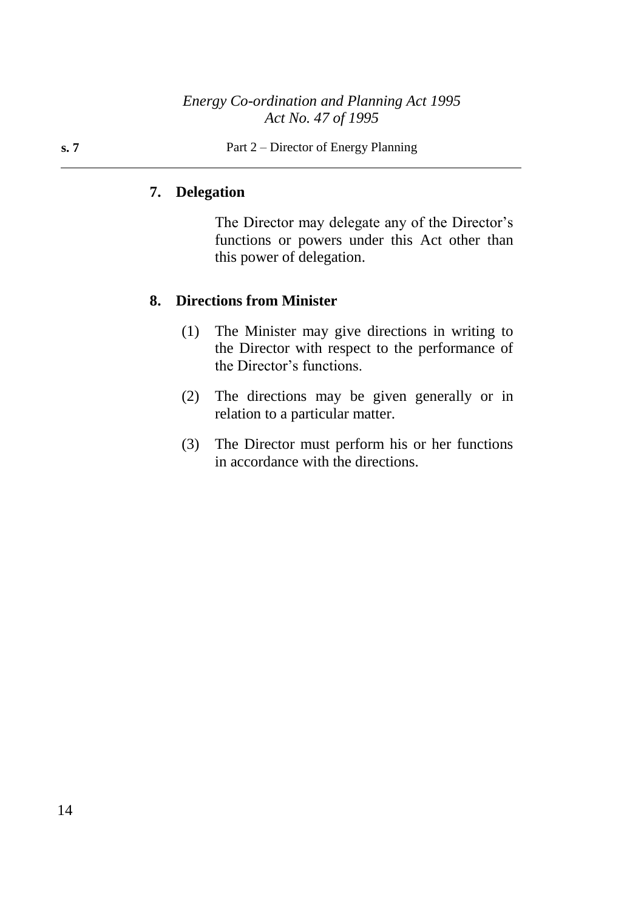### 7. Delegation

The Director may delegate any of the Director's functions or powers under this Act other than this power of delegation.

### 8. Directions from Minister

(1) The Minister may give directions in writing to the Director with respect to the performance of the Director's functions.

(2) The directions may be given generally or in relation to a particular matter.

(3) The Director must perform his or her functions in accordance with the directions.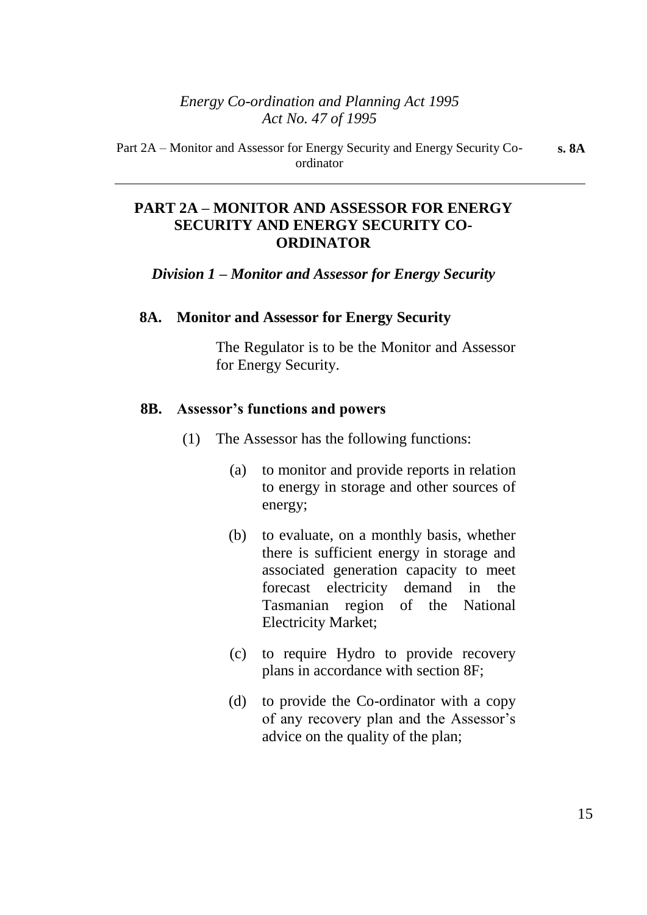# PART 2A – MONITOR AND ASSESSOR FOR ENERGY SECURITY AND ENERGY SECURITY CO-ORDINATOR

## *Division 1 – Monitor and Assessor for Energy Security*

### 8A. Monitor and Assessor for Energy Security

The Regulator is to be the Monitor and Assessor for Energy Security.

### 8B. Assessor's functions and powers

(1) The Assessor has the following functions:

(a) to monitor and provide reports in relation to energy in storage and other sources of energy;

(b) to evaluate, on a monthly basis, whether there is sufficient energy in storage and associated generation capacity to meet forecast electricity demand in the Tasmanian region of the National Electricity Market;

(c) to require Hydro to provide recovery plans in accordance with section 8F;

(d) to provide the Co-ordinator with a copy of any recovery plan and the Assessor's advice on the quality of the plan;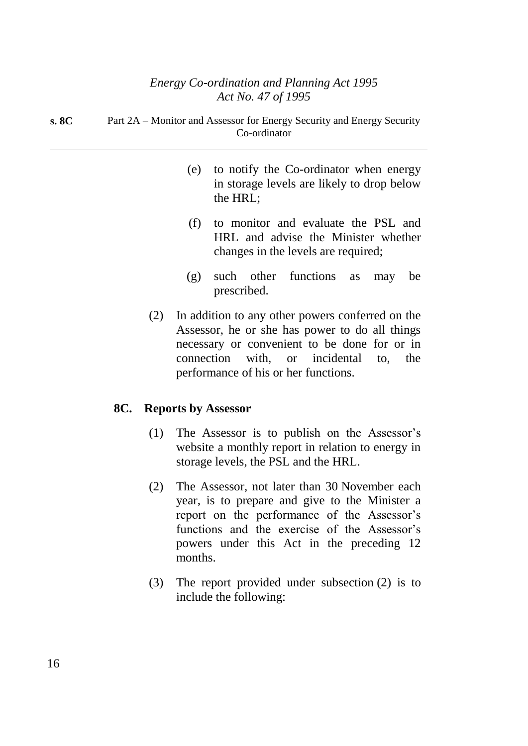(e) to notify the Co-ordinator when energy in storage levels are likely to drop below the HRL;

(f) to monitor and evaluate the PSL and HRL and advise the Minister whether changes in the levels are required;

(g) such other functions as may be prescribed.

(2) In addition to any other powers conferred on the Assessor, he or she has power to do all things necessary or convenient to be done for or in connection with, or incidental to, the performance of his or her functions.

### 8C. Reports by Assessor

(1) The Assessor is to publish on the Assessor's website a monthly report in relation to energy in storage levels, the PSL and the HRL.

(2) The Assessor, not later than 30 November each year, is to prepare and give to the Minister a report on the performance of the Assessor's functions and the exercise of the Assessor's powers under this Act in the preceding 12 months.

(3) The report provided under subsection (2) is to include the following: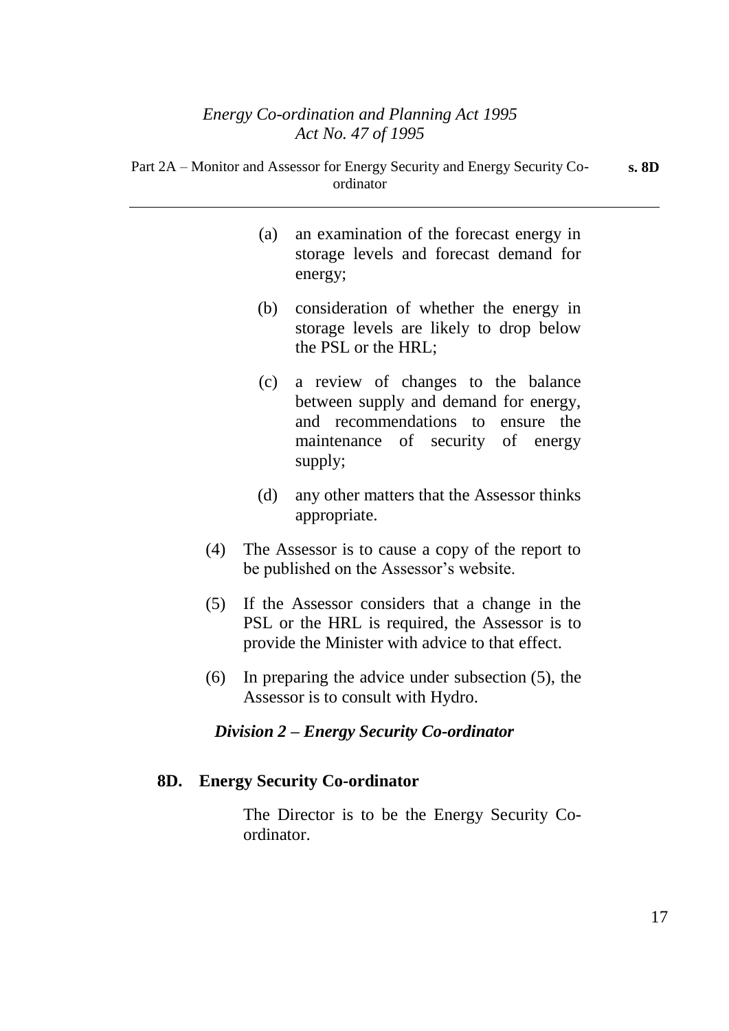(a) an examination of the forecast energy in storage levels and forecast demand for energy;

(b) consideration of whether the energy in storage levels are likely to drop below the PSL or the HRL;

(c) a review of changes to the balance between supply and demand for energy, and recommendations to ensure the maintenance of security of energy supply;

(d) any other matters that the Assessor thinks appropriate.

(4) The Assessor is to cause a copy of the report to be published on the Assessor's website.

(5) If the Assessor considers that a change in the PSL or the HRL is required, the Assessor is to provide the Minister with advice to that effect.

(6) In preparing the advice under subsection (5), the Assessor is to consult with Hydro.

### *Division 2 – Energy Security Co-ordinator*

**8D. Energy Security Co-ordinator**

The Director is to be the Energy Security Co-ordinator.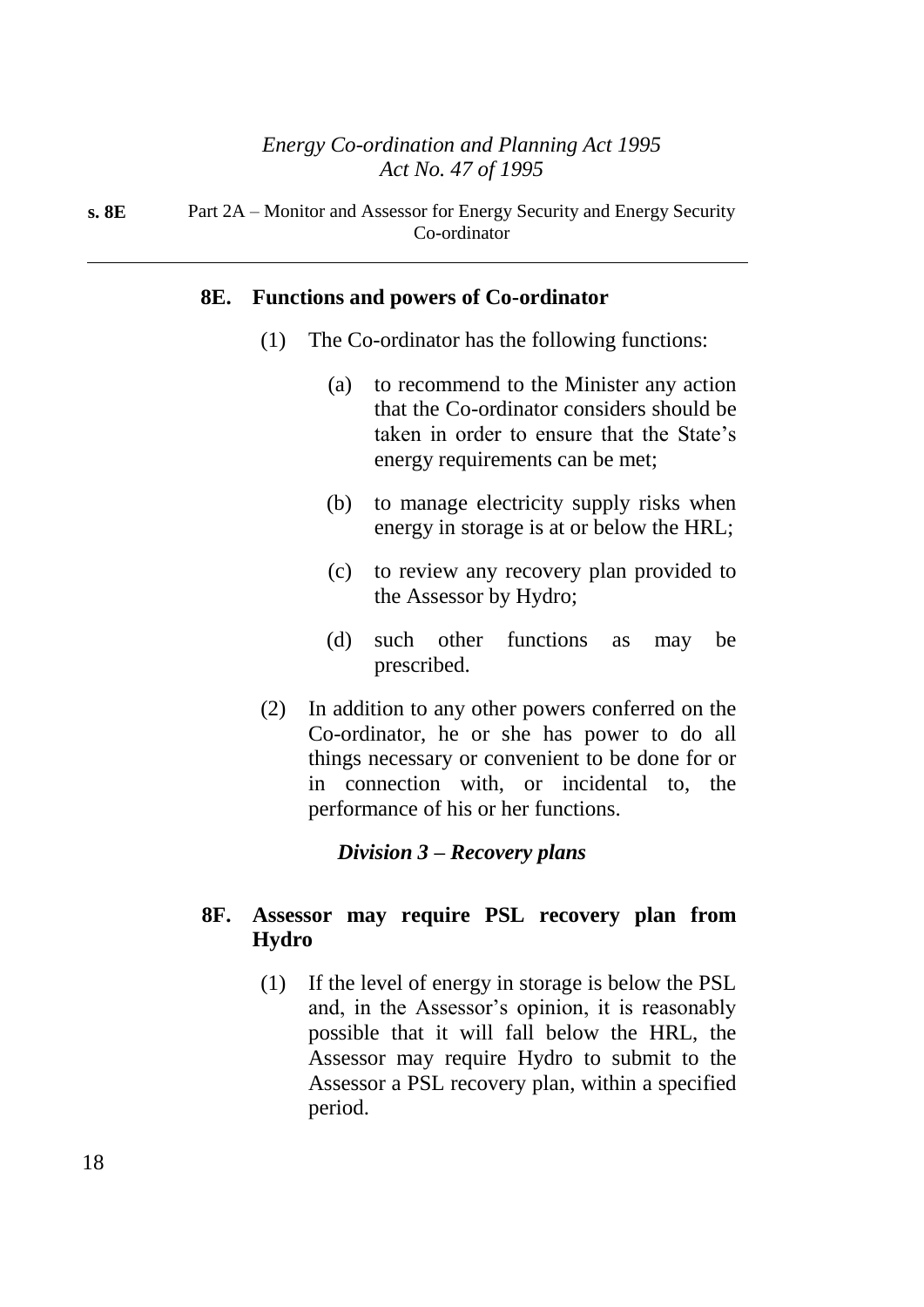### 8E. Functions and powers of Co-ordinator

(1) The Co-ordinator has the following functions:

(a) to recommend to the Minister any action that the Co-ordinator considers should be taken in order to ensure that the State's energy requirements can be met;

(b) to manage electricity supply risks when energy in storage is at or below the HRL;

(c) to review any recovery plan provided to the Assessor by Hydro;

(d) such other functions as may be prescribed.

(2) In addition to any other powers conferred on the Co-ordinator, he or she has power to do all things necessary or convenient to be done for or in connection with, or incidental to, the performance of his or her functions.

*Division 3 – Recovery plans*

### 8F. Assessor may require PSL recovery plan from Hydro

(1) If the level of energy in storage is below the PSL and, in the Assessor's opinion, it is reasonably possible that it will fall below the HRL, the Assessor may require Hydro to submit to the Assessor a PSL recovery plan, within a specified period.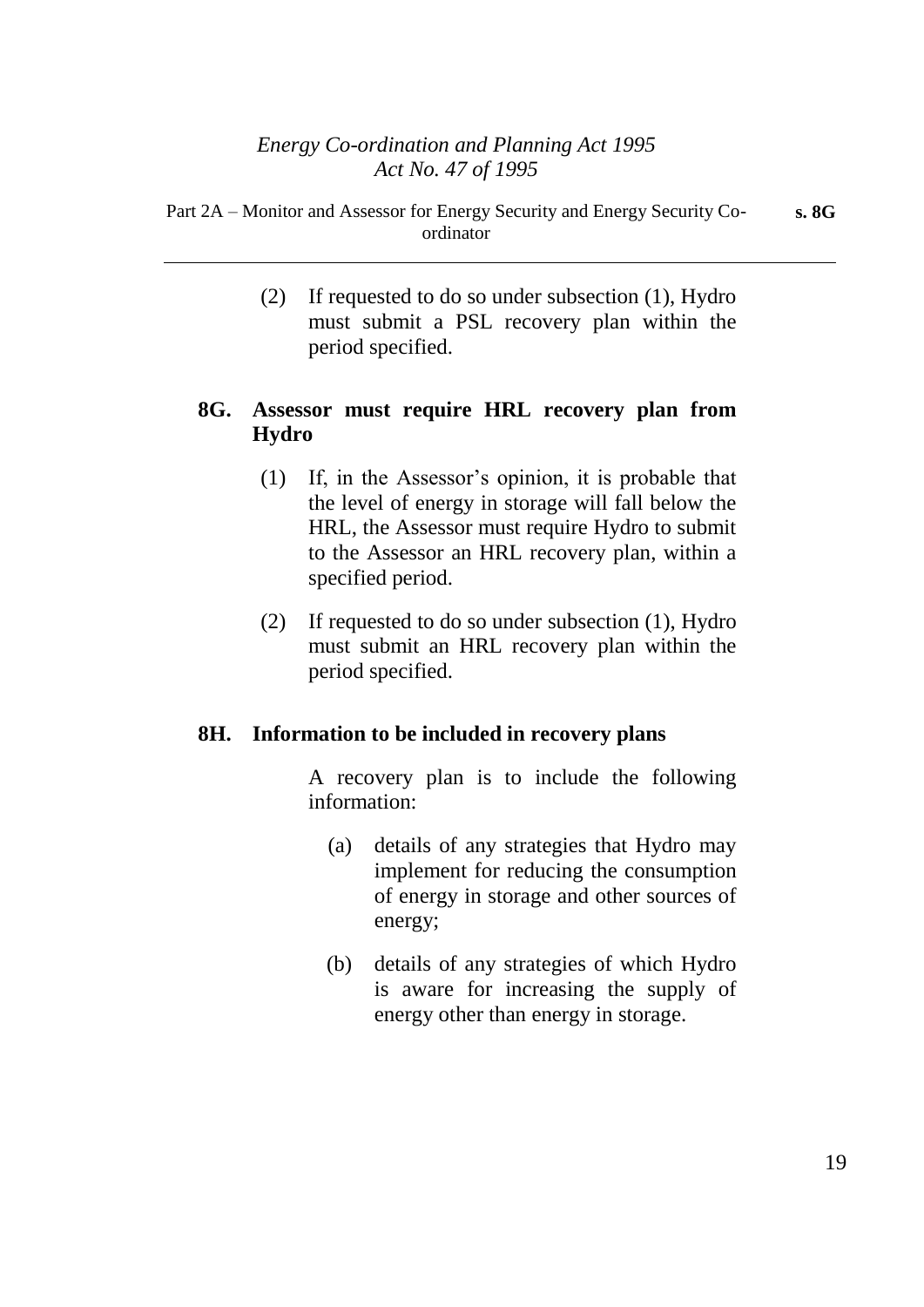(2) If requested to do so under subsection (1), Hydro must submit a PSL recovery plan within the period specified.

### 8G. Assessor must require HRL recovery plan from Hydro

(1) If, in the Assessor's opinion, it is probable that the level of energy in storage will fall below the HRL, the Assessor must require Hydro to submit to the Assessor an HRL recovery plan, within a specified period.

(2) If requested to do so under subsection (1), Hydro must submit an HRL recovery plan within the period specified.

### 8H. Information to be included in recovery plans

A recovery plan is to include the following information:

(a) details of any strategies that Hydro may implement for reducing the consumption of energy in storage and other sources of energy;

(b) details of any strategies of which Hydro is aware for increasing the supply of energy other than energy in storage.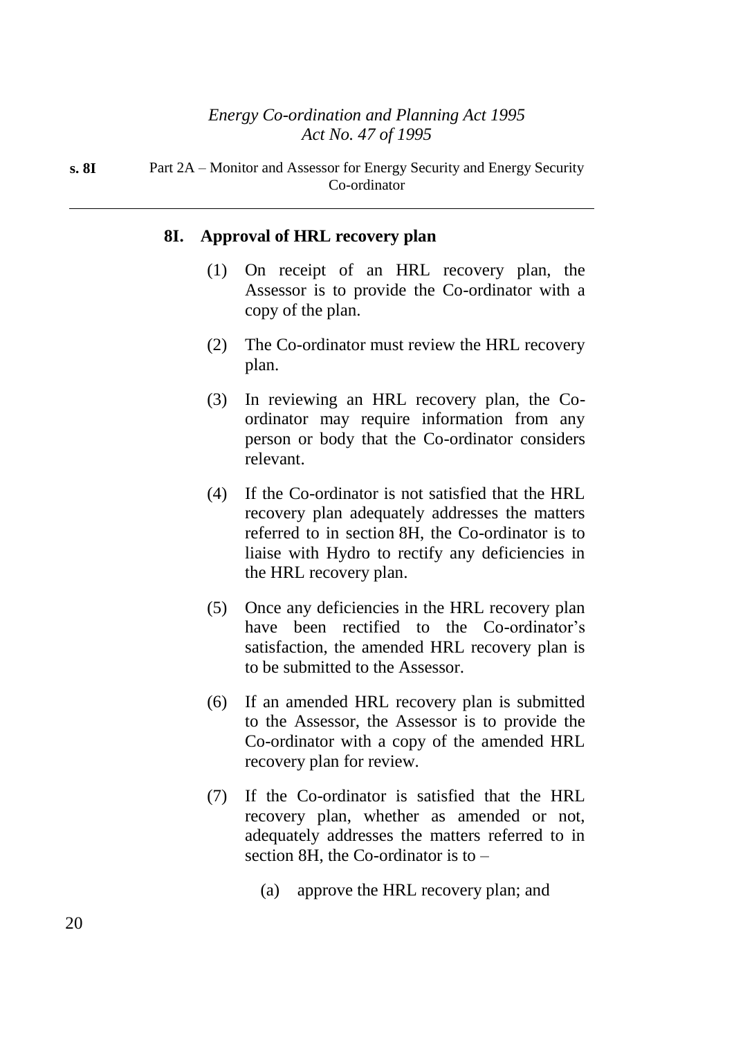**8I. Approval of HRL recovery plan**

(1) On receipt of an HRL recovery plan, the Assessor is to provide the Co-ordinator with a copy of the plan.

(2) The Co-ordinator must review the HRL recovery plan.

(3) In reviewing an HRL recovery plan, the Co-ordinator may require information from any person or body that the Co-ordinator considers relevant.

(4) If the Co-ordinator is not satisfied that the HRL recovery plan adequately addresses the matters referred to in section 8H, the Co-ordinator is to liaise with Hydro to rectify any deficiencies in the HRL recovery plan.

(5) Once any deficiencies in the HRL recovery plan have been rectified to the Co-ordinator's satisfaction, the amended HRL recovery plan is to be submitted to the Assessor.

(6) If an amended HRL recovery plan is submitted to the Assessor, the Assessor is to provide the Co-ordinator with a copy of the amended HRL recovery plan for review.

(7) If the Co-ordinator is satisfied that the HRL recovery plan, whether as amended or not, adequately addresses the matters referred to in section 8H, the Co-ordinator is to –

(a) approve the HRL recovery plan; and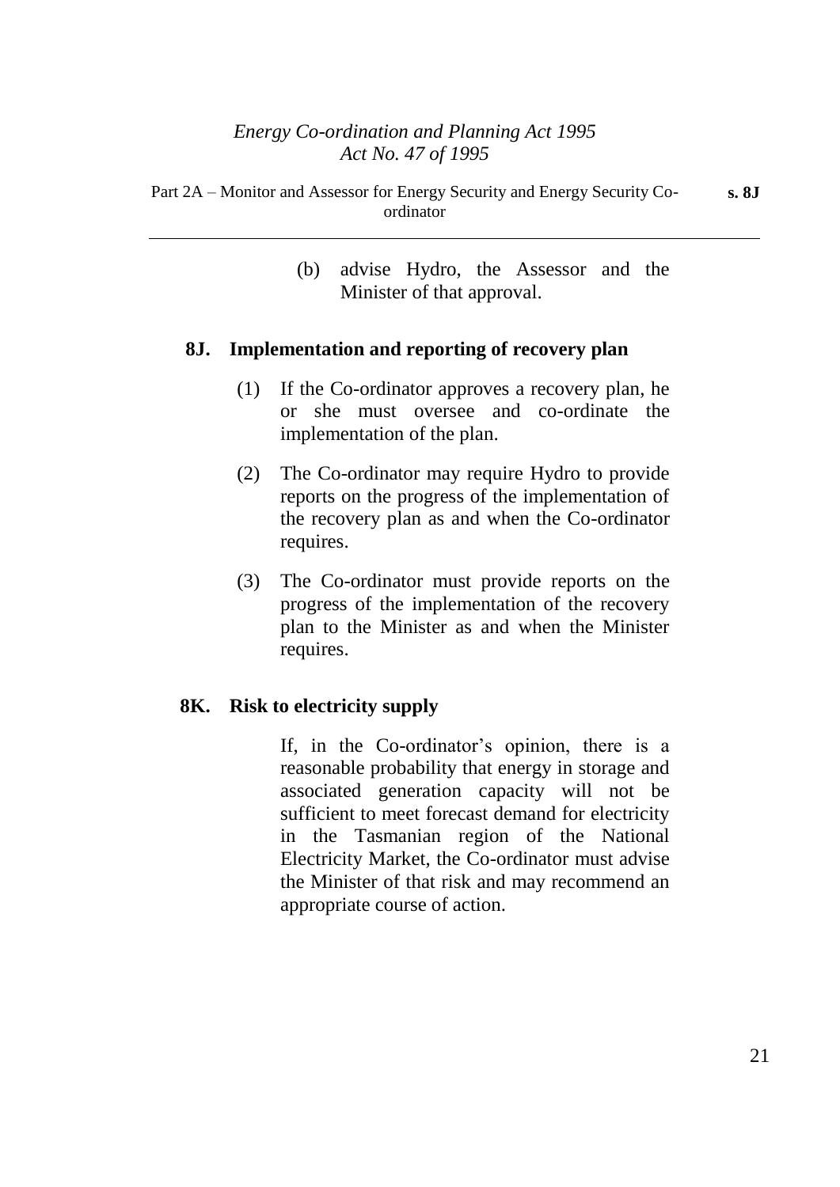(b) advise Hydro, the Assessor and the Minister of that approval.

**8J. Implementation and reporting of recovery plan**

(1) If the Co-ordinator approves a recovery plan, he or she must oversee and co-ordinate the implementation of the plan.

(2) The Co-ordinator may require Hydro to provide reports on the progress of the implementation of the recovery plan as and when the Co-ordinator requires.

(3) The Co-ordinator must provide reports on the progress of the implementation of the recovery plan to the Minister as and when the Minister requires.

**8K. Risk to electricity supply**

If, in the Co-ordinator's opinion, there is a reasonable probability that energy in storage and associated generation capacity will not be sufficient to meet forecast demand for electricity in the Tasmanian region of the National Electricity Market, the Co-ordinator must advise the Minister of that risk and may recommend an appropriate course of action.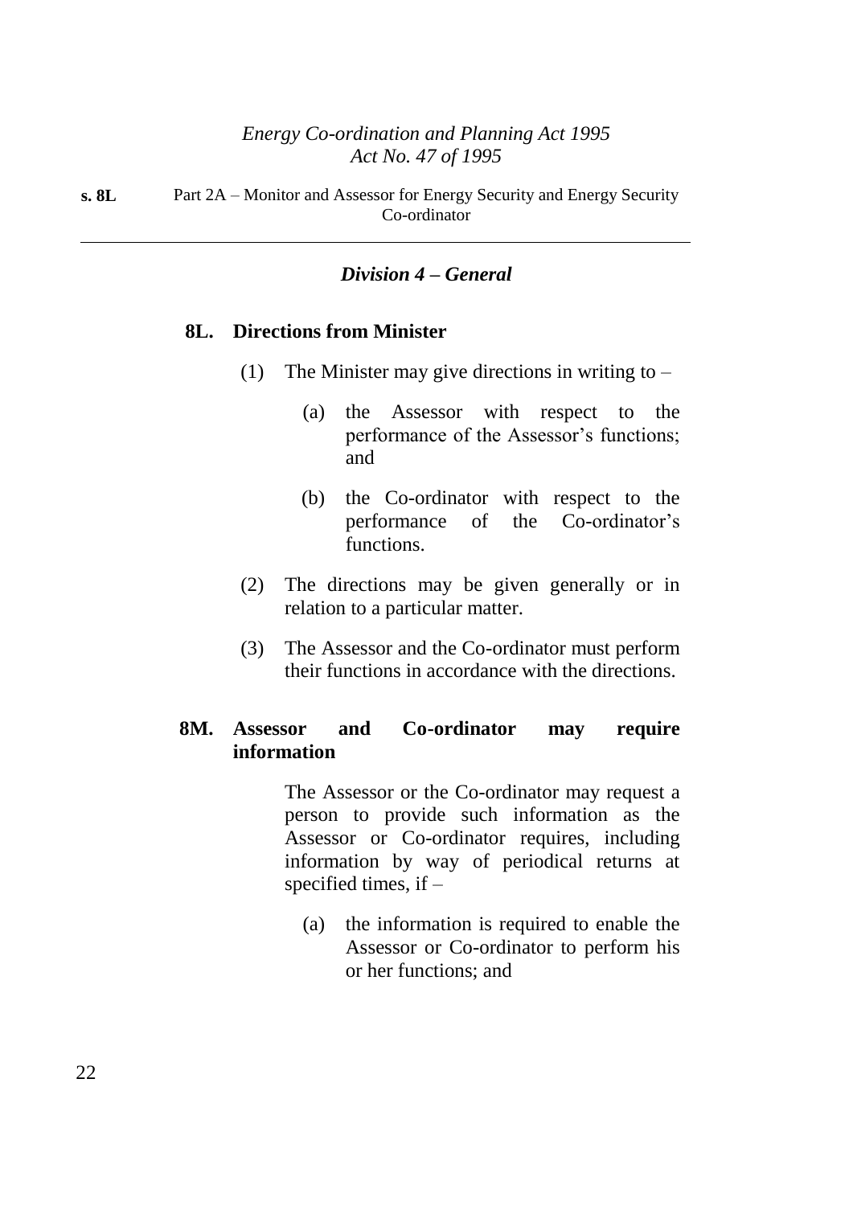### *Division 4 – General*

**8L. Directions from Minister**

(1) The Minister may give directions in writing to –

(a) the Assessor with respect to the performance of the Assessor's functions; and

(b) the Co-ordinator with respect to the performance of the Co-ordinator's functions.

(2) The directions may be given generally or in relation to a particular matter.

(3) The Assessor and the Co-ordinator must perform their functions in accordance with the directions.

**8M. Assessor and Co-ordinator may require information**

The Assessor or the Co-ordinator may request a person to provide such information as the Assessor or Co-ordinator requires, including information by way of periodical returns at specified times, if –

(a) the information is required to enable the Assessor or Co-ordinator to perform his or her functions; and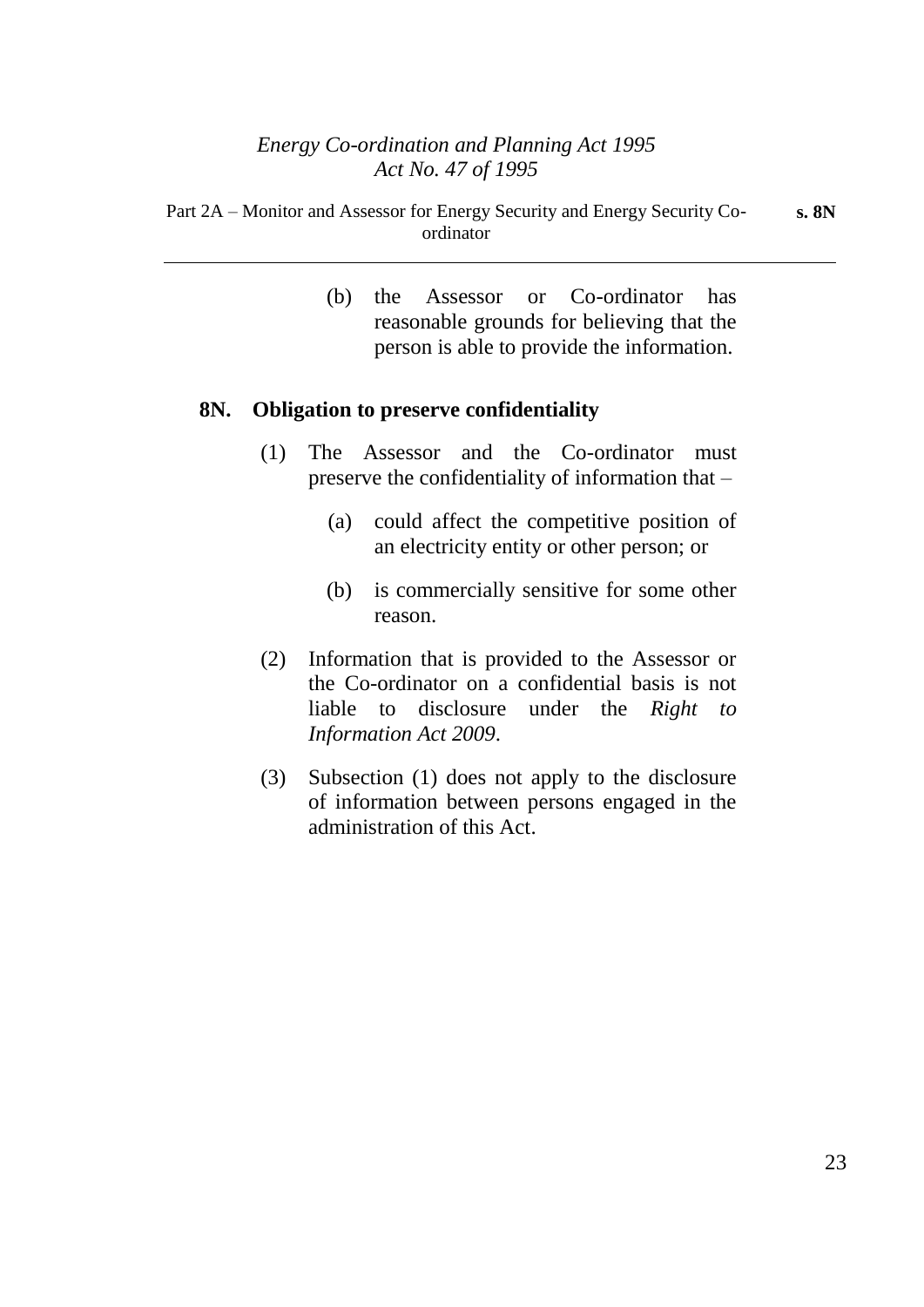(b) the Assessor or Co-ordinator has reasonable grounds for believing that the person is able to provide the information.

**8N. Obligation to preserve confidentiality**

(1) The Assessor and the Co-ordinator must preserve the confidentiality of information that –

(a) could affect the competitive position of an electricity entity or other person; or

(b) is commercially sensitive for some other reason.

(2) Information that is provided to the Assessor or the Co-ordinator on a confidential basis is not liable to disclosure under the *Right to Information Act 2009*.

(3) Subsection (1) does not apply to the disclosure of information between persons engaged in the administration of this Act.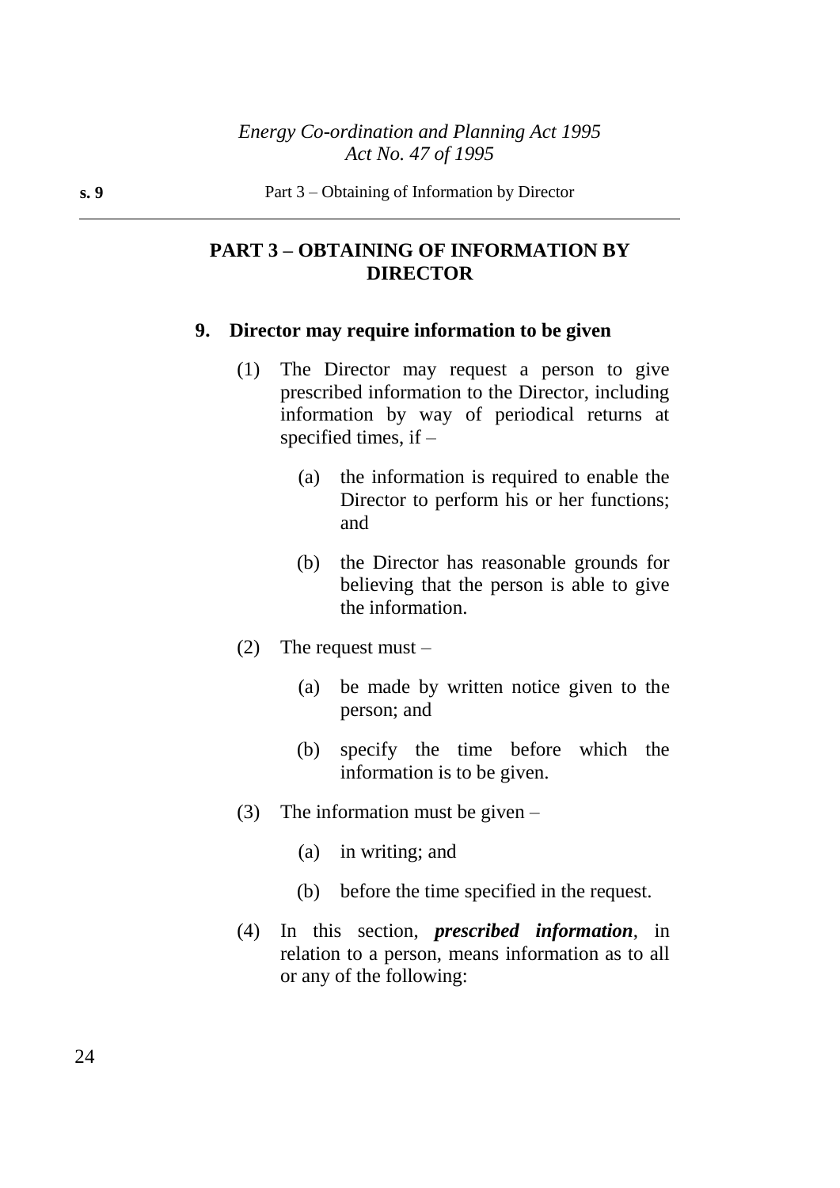## PART 3 – OBTAINING OF INFORMATION BY DIRECTOR

### 9. Director may require information to be given

(1) The Director may request a person to give prescribed information to the Director, including information by way of periodical returns at specified times, if –

(a) the information is required to enable the Director to perform his or her functions; and

(b) the Director has reasonable grounds for believing that the person is able to give the information.

(2) The request must –

(a) be made by written notice given to the person; and

(b) specify the time before which the information is to be given.

(3) The information must be given –

(a) in writing; and

(b) before the time specified in the request.

(4) In this section, ***prescribed information***, in relation to a person, means information as to all or any of the following: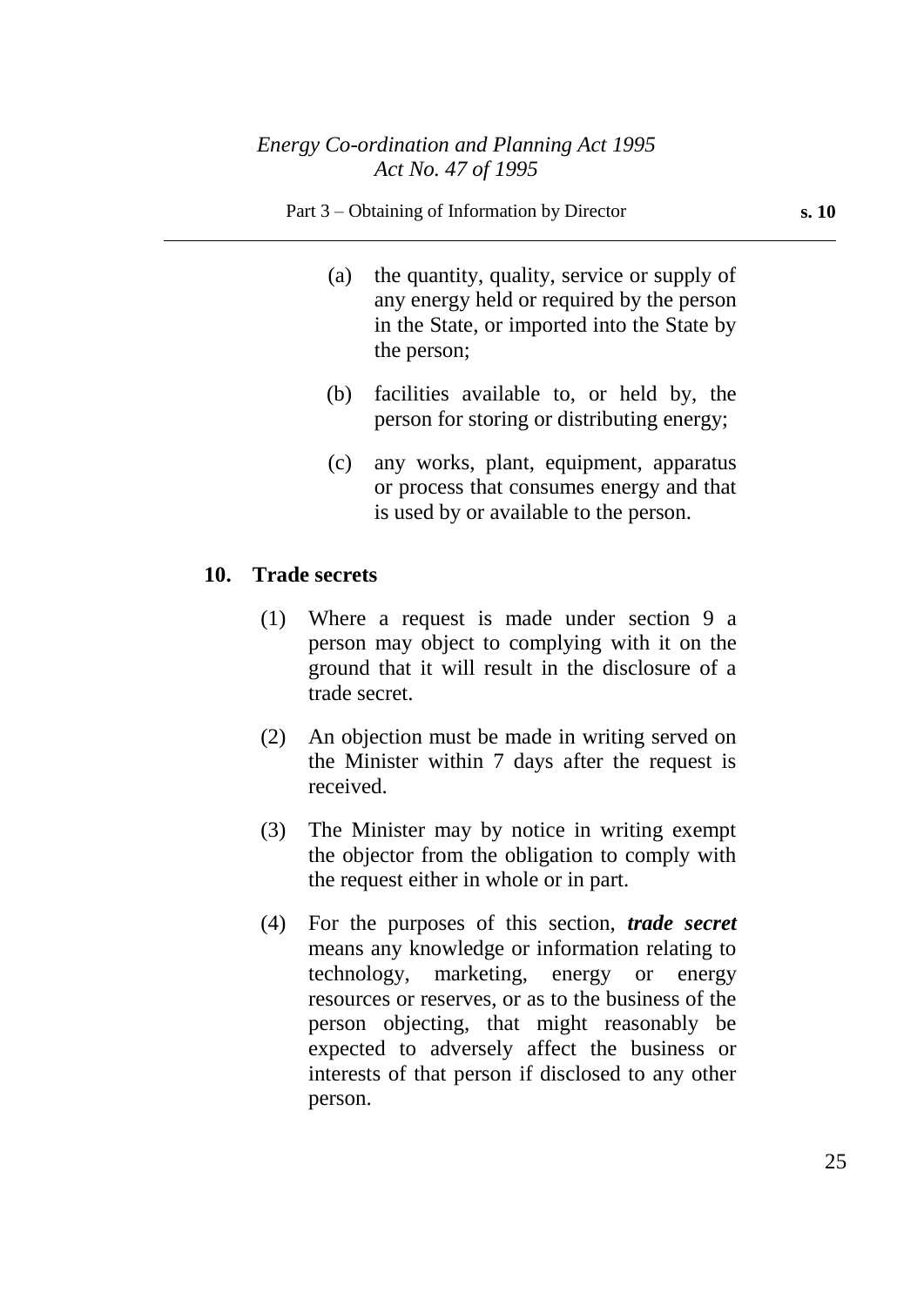(a) the quantity, quality, service or supply of any energy held or required by the person in the State, or imported into the State by the person;

(b) facilities available to, or held by, the person for storing or distributing energy;

(c) any works, plant, equipment, apparatus or process that consumes energy and that is used by or available to the person.

## 10. Trade secrets

(1) Where a request is made under section 9 a person may object to complying with it on the ground that it will result in the disclosure of a trade secret.

(2) An objection must be made in writing served on the Minister within 7 days after the request is received.

(3) The Minister may by notice in writing exempt the objector from the obligation to comply with the request either in whole or in part.

(4) For the purposes of this section, ***trade secret*** means any knowledge or information relating to technology, marketing, energy or energy resources or reserves, or as to the business of the person objecting, that might reasonably be expected to adversely affect the business or interests of that person if disclosed to any other person.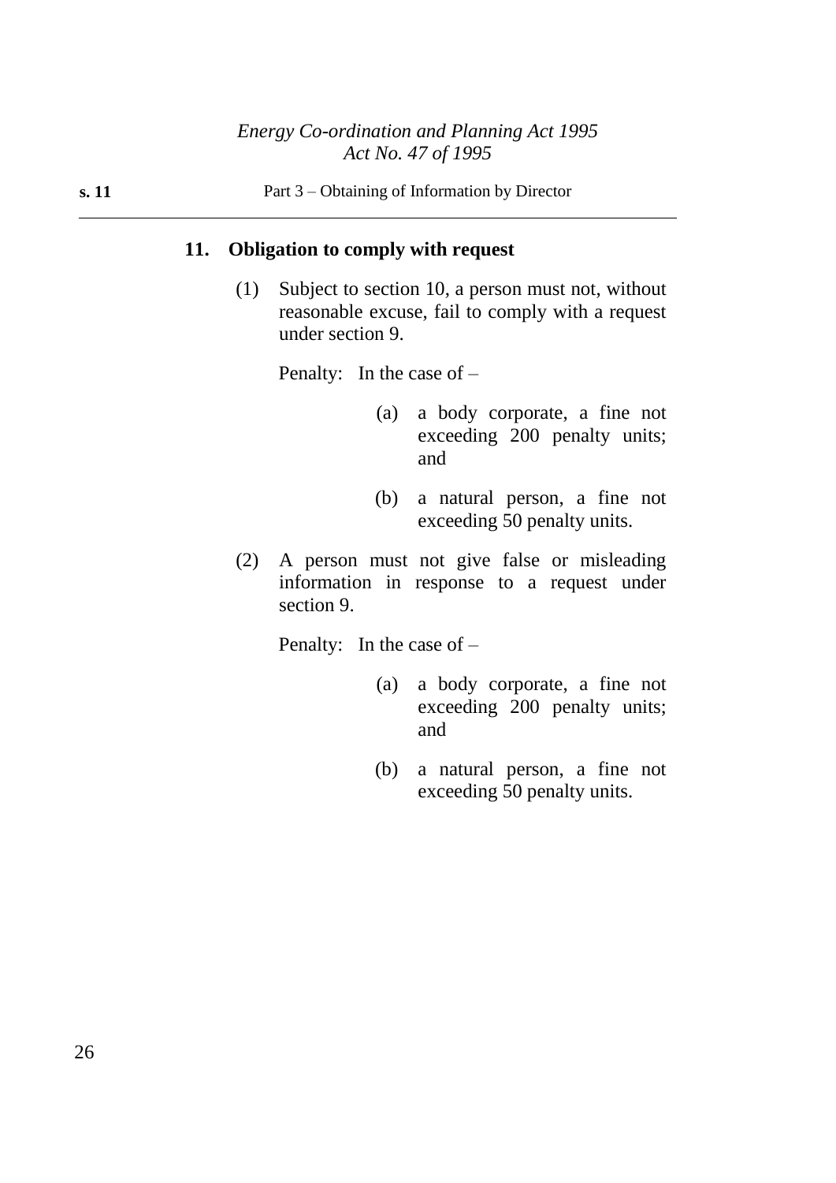## 11. Obligation to comply with request

(1) Subject to section 10, a person must not, without reasonable excuse, fail to comply with a request under section 9.

Penalty: In the case of –

(a) a body corporate, a fine not exceeding 200 penalty units; and

(b) a natural person, a fine not exceeding 50 penalty units.

(2) A person must not give false or misleading information in response to a request under section 9.

Penalty: In the case of –

(a) a body corporate, a fine not exceeding 200 penalty units; and

(b) a natural person, a fine not exceeding 50 penalty units.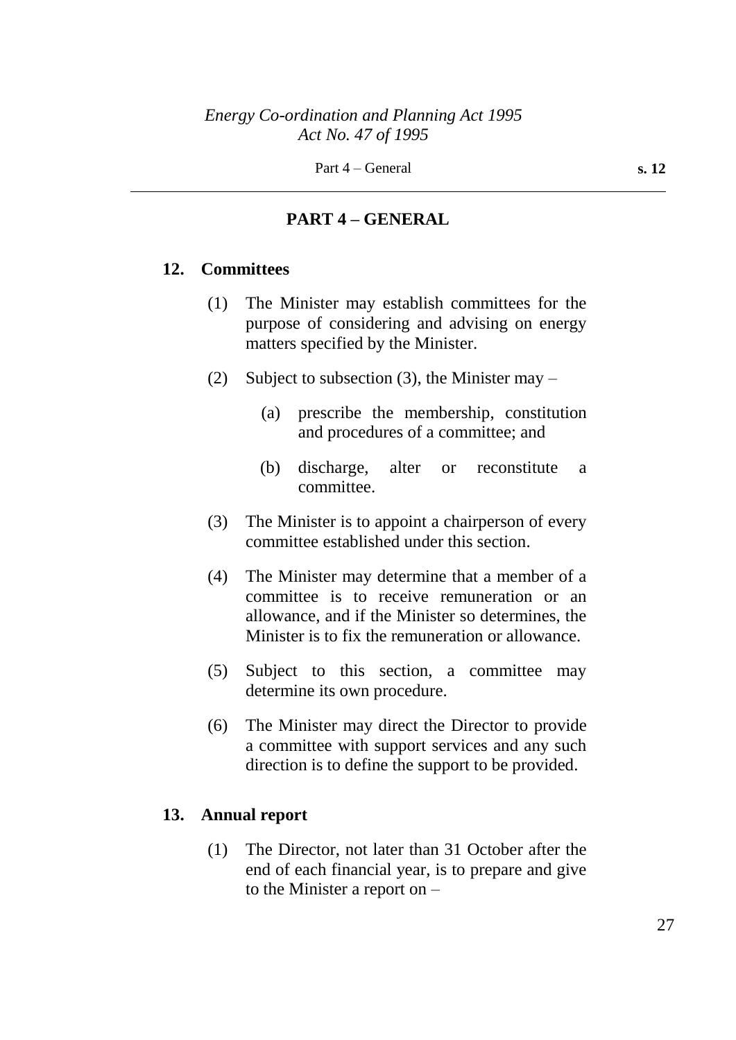## PART 4 – GENERAL

### 12. Committees

(1) The Minister may establish committees for the purpose of considering and advising on energy matters specified by the Minister.

(2) Subject to subsection (3), the Minister may –

(a) prescribe the membership, constitution and procedures of a committee; and

(b) discharge, alter or reconstitute a committee.

(3) The Minister is to appoint a chairperson of every committee established under this section.

(4) The Minister may determine that a member of a committee is to receive remuneration or an allowance, and if the Minister so determines, the Minister is to fix the remuneration or allowance.

(5) Subject to this section, a committee may determine its own procedure.

(6) The Minister may direct the Director to provide a committee with support services and any such direction is to define the support to be provided.

### 13. Annual report

(1) The Director, not later than 31 October after the end of each financial year, is to prepare and give to the Minister a report on –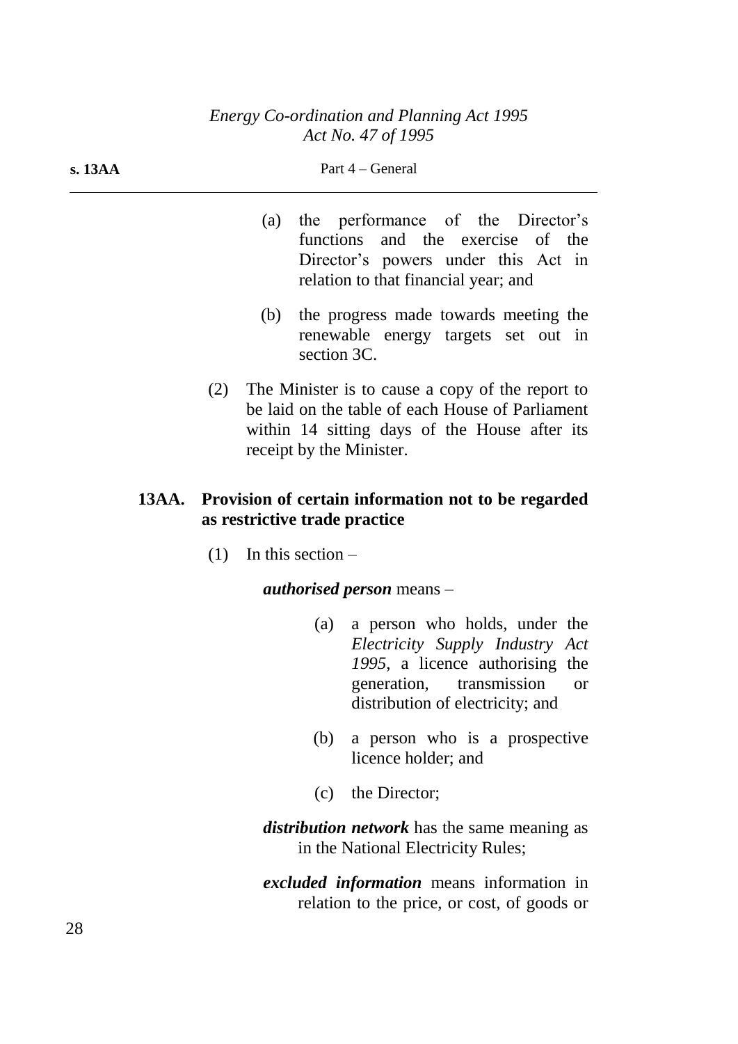(a) the performance of the Director's functions and the exercise of the Director's powers under this Act in relation to that financial year; and

(b) the progress made towards meeting the renewable energy targets set out in section 3C.

(2) The Minister is to cause a copy of the report to be laid on the table of each House of Parliament within 14 sitting days of the House after its receipt by the Minister.

### 13AA. Provision of certain information not to be regarded as restrictive trade practice

(1) In this section –

***authorised person*** means –

(a) a person who holds, under the *Electricity Supply Industry Act 1995*, a licence authorising the generation, transmission or distribution of electricity; and

(b) a person who is a prospective licence holder; and

(c) the Director;

***distribution network*** has the same meaning as in the National Electricity Rules;

***excluded information*** means information in relation to the price, or cost, of goods or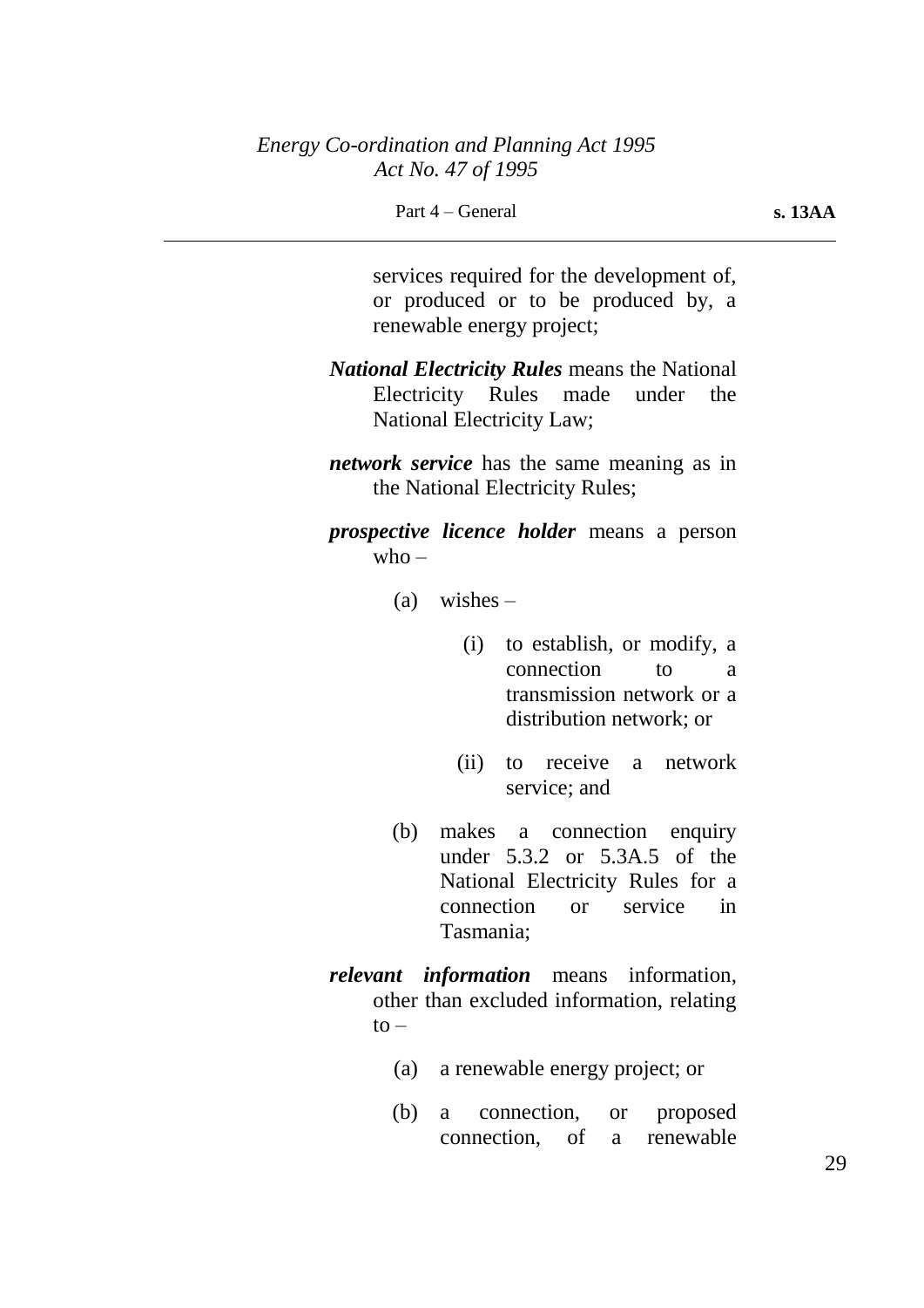services required for the development of, or produced or to be produced by, a renewable energy project;

***National Electricity Rules*** means the National Electricity Rules made under the National Electricity Law;

***network service*** has the same meaning as in the National Electricity Rules;

***prospective licence holder*** means a person who –

(a) wishes –

(i) to establish, or modify, a connection to a transmission network or a distribution network; or

(ii) to receive a network service; and

(b) makes a connection enquiry under 5.3.2 or 5.3A.5 of the National Electricity Rules for a connection or service in Tasmania;

***relevant information*** means information, other than excluded information, relating to –

(a) a renewable energy project; or

(b) a connection, or proposed connection, of a renewable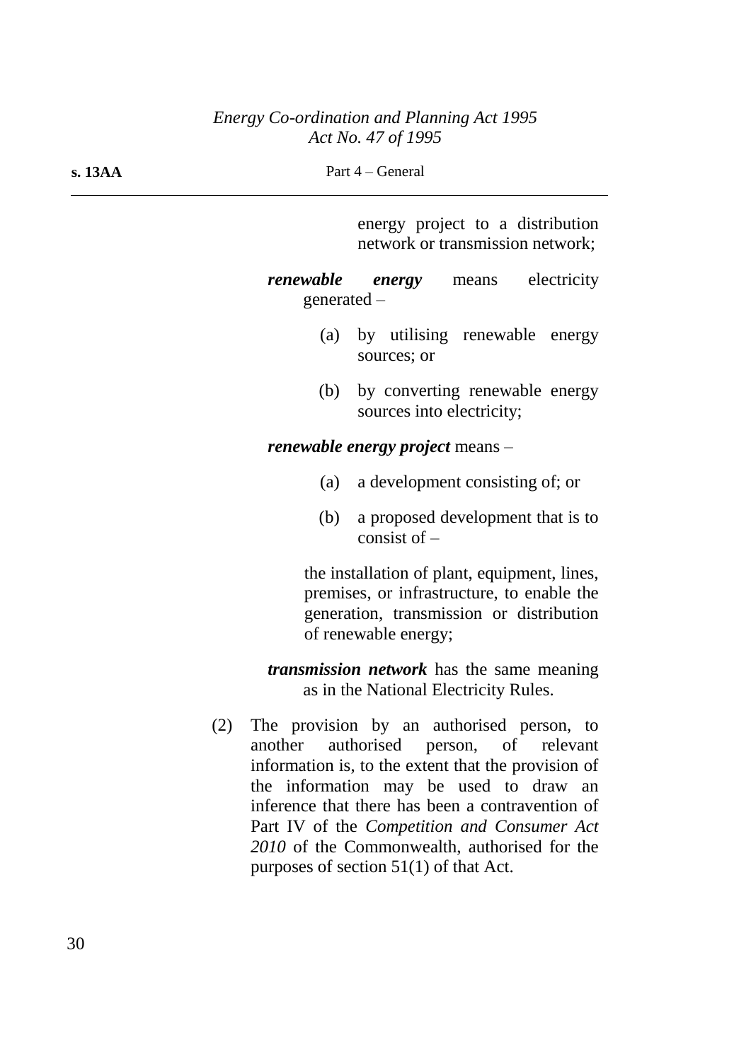energy project to a distribution network or transmission network;

***renewable energy*** means electricity generated –

(a) by utilising renewable energy sources; or

(b) by converting renewable energy sources into electricity;

***renewable energy project*** means –

(a) a development consisting of; or

(b) a proposed development that is to consist of –

the installation of plant, equipment, lines, premises, or infrastructure, to enable the generation, transmission or distribution of renewable energy;

***transmission network*** has the same meaning as in the National Electricity Rules.

(2) The provision by an authorised person, to another authorised person, of relevant information is, to the extent that the provision of the information may be used to draw an inference that there has been a contravention of Part IV of the *Competition and Consumer Act 2010* of the Commonwealth, authorised for the purposes of section 51(1) of that Act.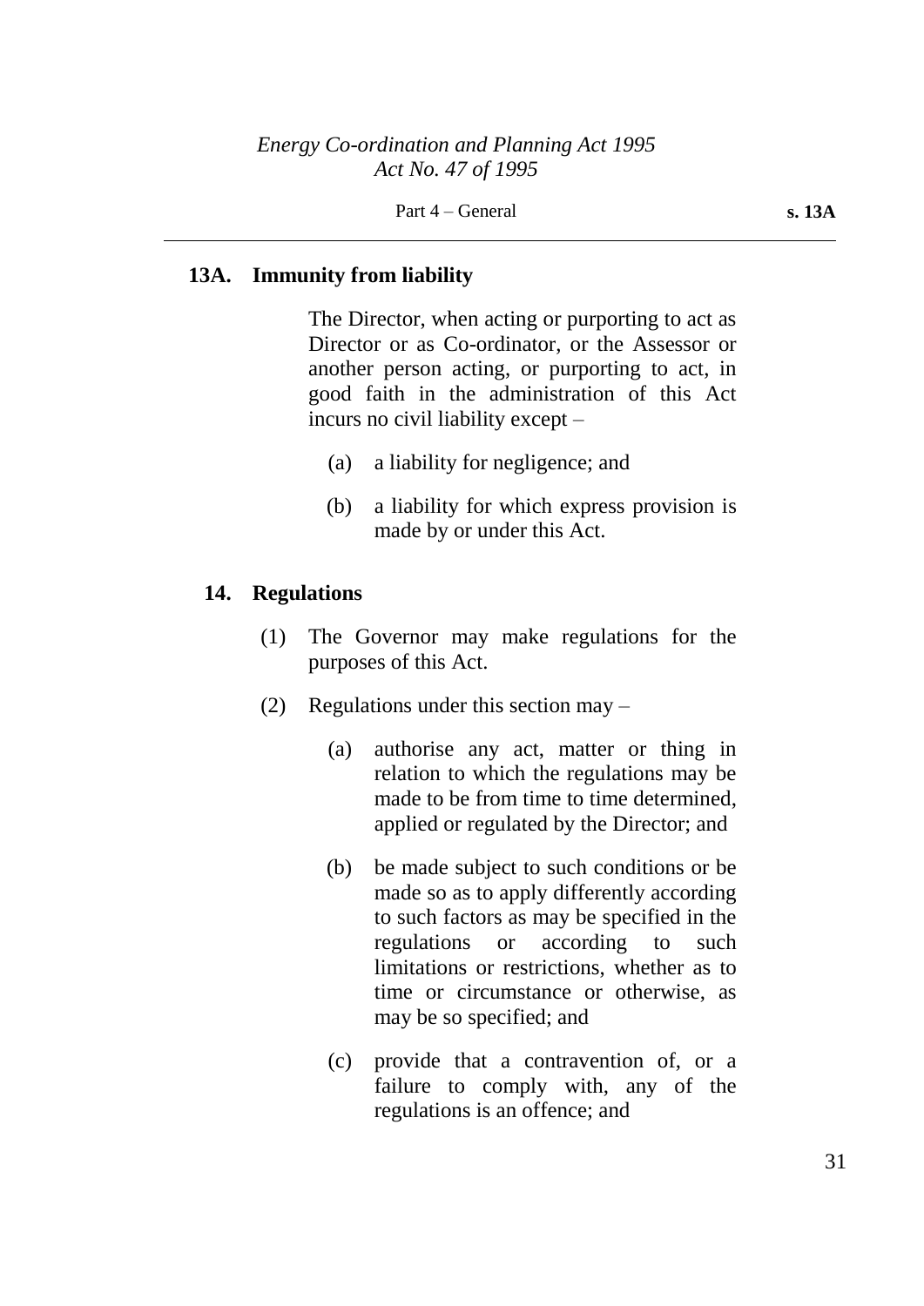### 13A. Immunity from liability

The Director, when acting or purporting to act as Director or as Co-ordinator, or the Assessor or another person acting, or purporting to act, in good faith in the administration of this Act incurs no civil liability except –

(a) a liability for negligence; and

(b) a liability for which express provision is made by or under this Act.

### 14. Regulations

(1) The Governor may make regulations for the purposes of this Act.

(2) Regulations under this section may –

(a) authorise any act, matter or thing in relation to which the regulations may be made to be from time to time determined, applied or regulated by the Director; and

(b) be made subject to such conditions or be made so as to apply differently according to such factors as may be specified in the regulations or according to such limitations or restrictions, whether as to time or circumstance or otherwise, as may be so specified; and

(c) provide that a contravention of, or a failure to comply with, any of the regulations is an offence; and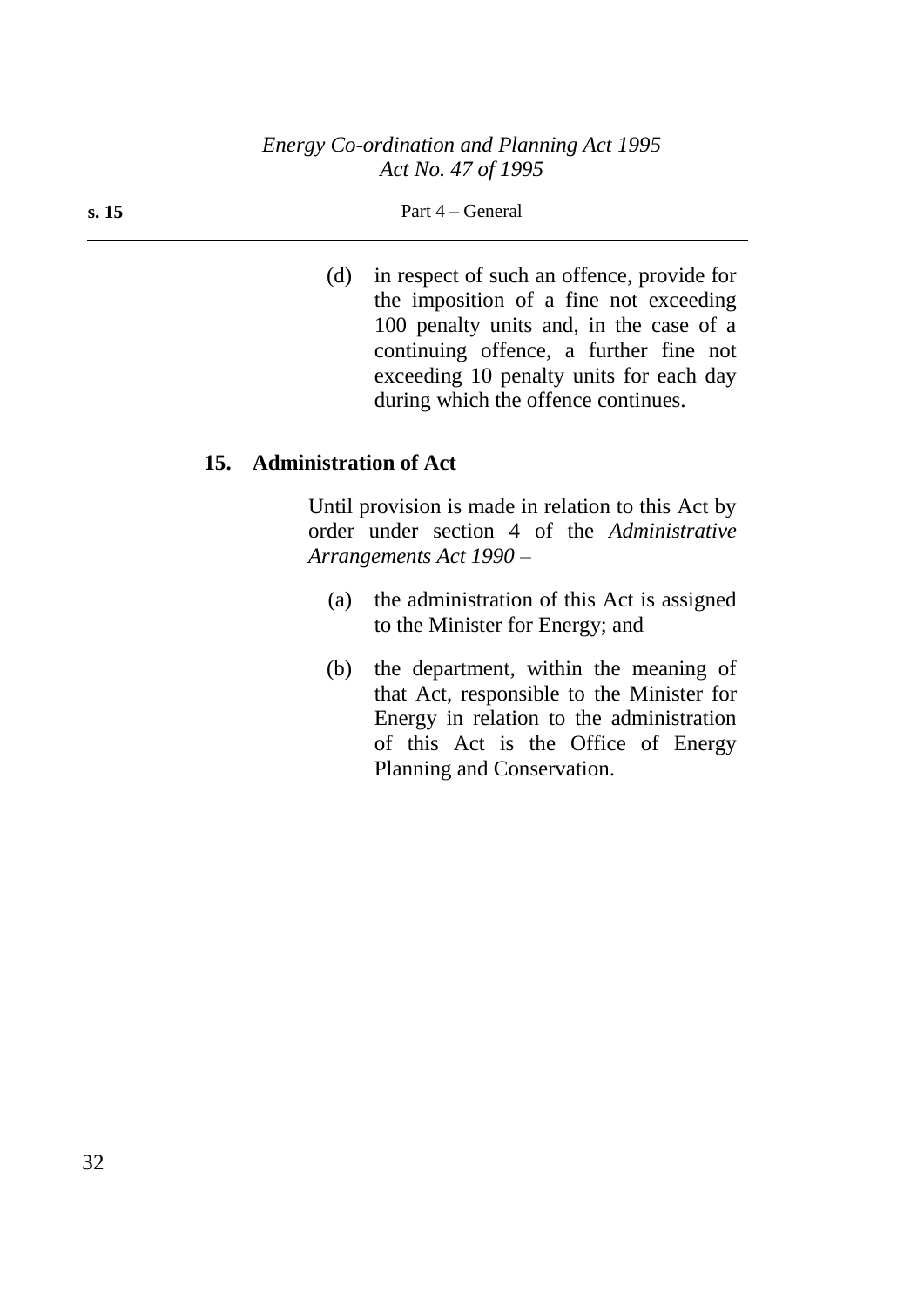(d) in respect of such an offence, provide for the imposition of a fine not exceeding 100 penalty units and, in the case of a continuing offence, a further fine not exceeding 10 penalty units for each day during which the offence continues.

### 15. Administration of Act

Until provision is made in relation to this Act by order under section 4 of the *Administrative Arrangements Act 1990* –

(a) the administration of this Act is assigned to the Minister for Energy; and

(b) the department, within the meaning of that Act, responsible to the Minister for Energy in relation to the administration of this Act is the Office of Energy Planning and Conservation.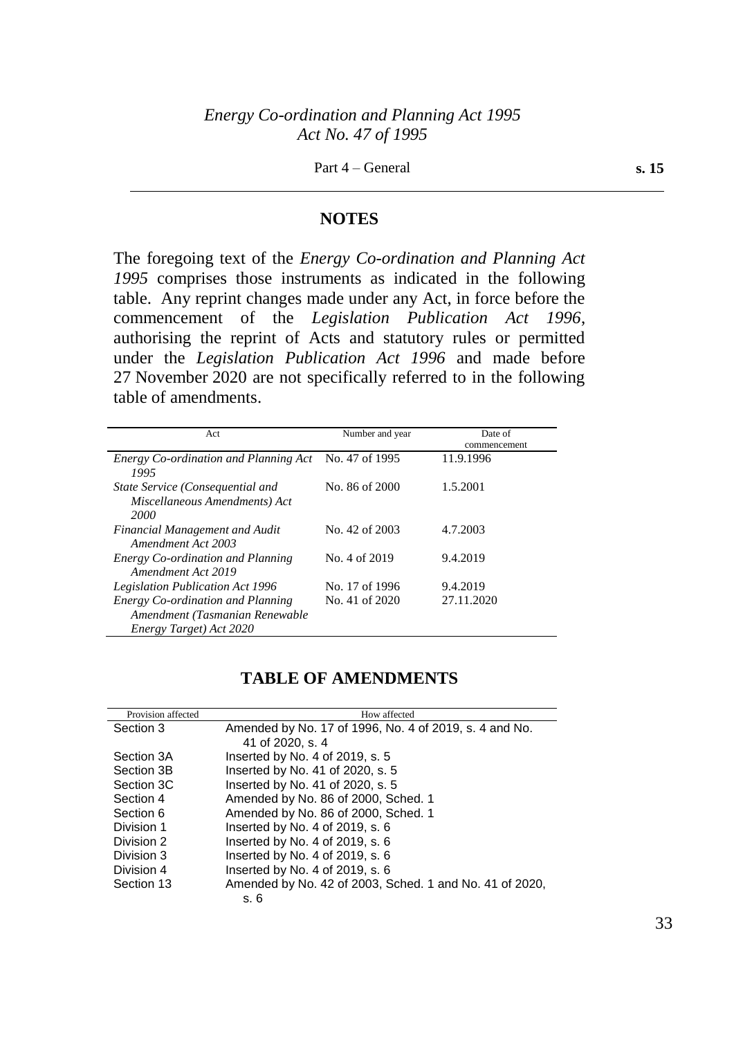## NOTES

The foregoing text of the *Energy Co-ordination and Planning Act 1995* comprises those instruments as indicated in the following table. Any reprint changes made under any Act, in force before the commencement of the *Legislation Publication Act 1996*, authorising the reprint of Acts and statutory rules or permitted under the *Legislation Publication Act 1996* and made before 27 November 2020 are not specifically referred to in the following table of amendments.

| Act | Number and year | Date of commencement |
|---|---|---|
| *Energy Co-ordination and Planning Act 1995* | No. 47 of 1995 | 11.9.1996 |
| *State Service (Consequential and Miscellaneous Amendments) Act 2000* | No. 86 of 2000 | 1.5.2001 |
| *Financial Management and Audit Amendment Act 2003* | No. 42 of 2003 | 4.7.2003 |
| *Energy Co-ordination and Planning Amendment Act 2019* | No. 4 of 2019 | 9.4.2019 |
| *Legislation Publication Act 1996* | No. 17 of 1996 | 9.4.2019 |
| *Energy Co-ordination and Planning Amendment (Tasmanian Renewable Energy Target) Act 2020* | No. 41 of 2020 | 27.11.2020 |

## TABLE OF AMENDMENTS

| Provision affected | How affected |
|---|---|
| Section 3 | Amended by No. 17 of 1996, No. 4 of 2019, s. 4 and No. 41 of 2020, s. 4 |
| Section 3A | Inserted by No. 4 of 2019, s. 5 |
| Section 3B | Inserted by No. 41 of 2020, s. 5 |
| Section 3C | Inserted by No. 41 of 2020, s. 5 |
| Section 4 | Amended by No. 86 of 2000, Sched. 1 |
| Section 6 | Amended by No. 86 of 2000, Sched. 1 |
| Division 1 | Inserted by No. 4 of 2019, s. 6 |
| Division 2 | Inserted by No. 4 of 2019, s. 6 |
| Division 3 | Inserted by No. 4 of 2019, s. 6 |
| Division 4 | Inserted by No. 4 of 2019, s. 6 |
| Section 13 | Amended by No. 42 of 2003, Sched. 1 and No. 41 of 2020, s. 6 |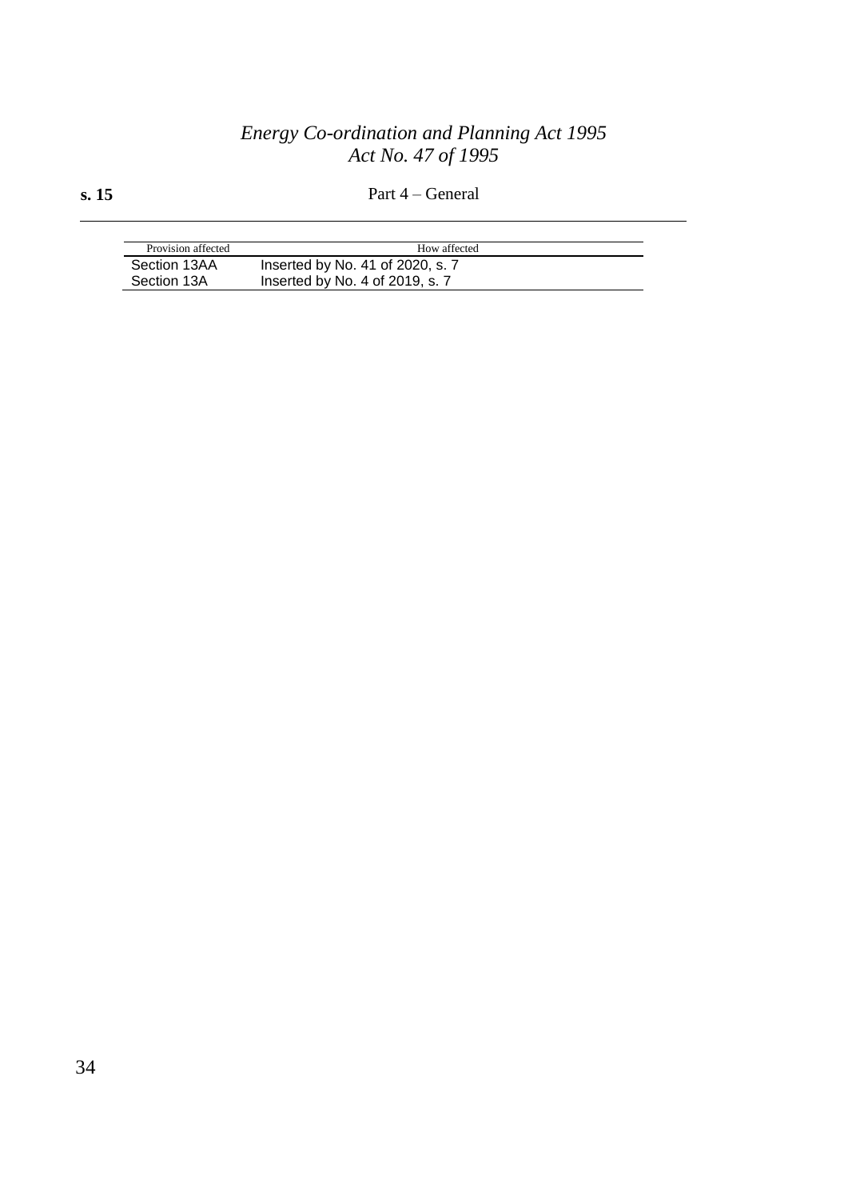| Provision affected | How affected |
|---|---|
| Section 13AA | Inserted by No. 41 of 2020, s. 7 |
| Section 13A | Inserted by No. 4 of 2019, s. 7 |